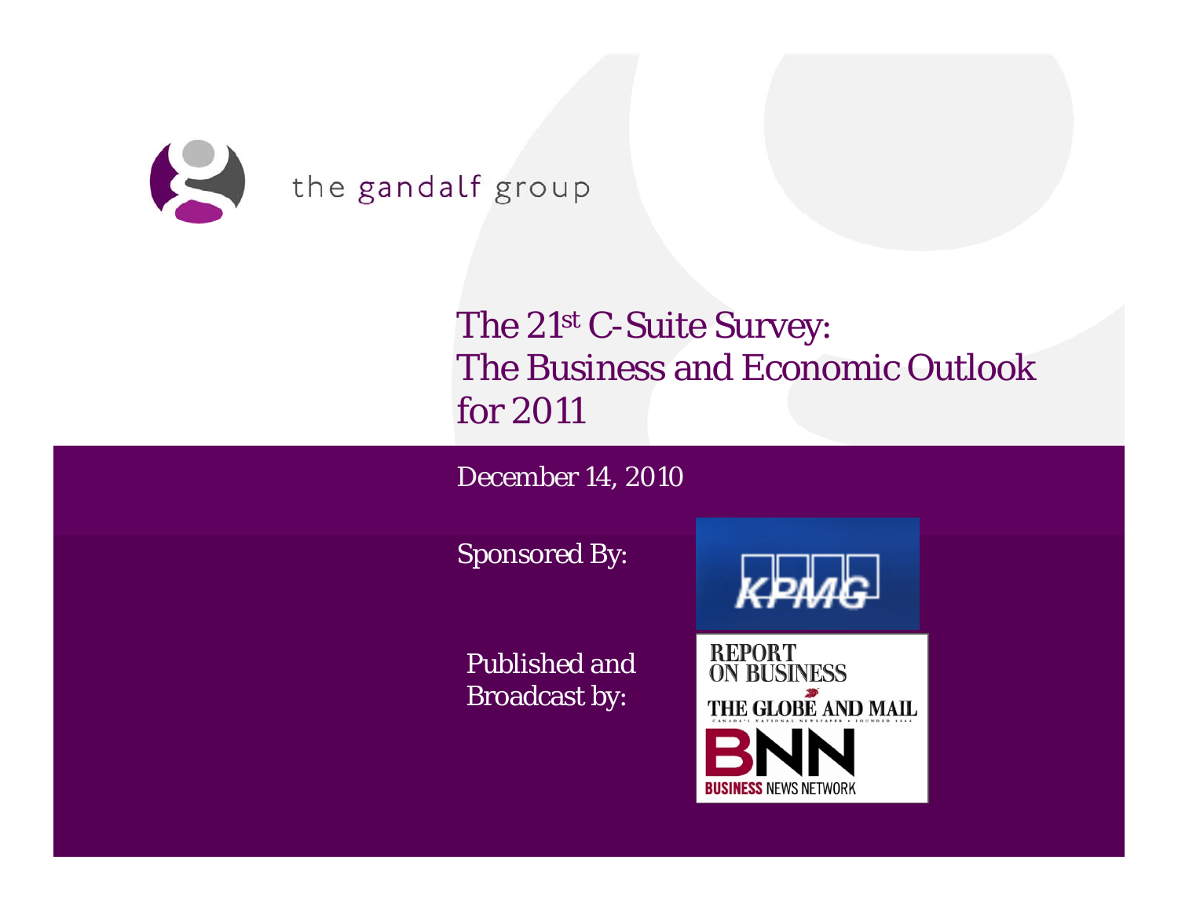the gandalf group

# The 21st C-Suite Survey: The Business and Economic Outlook for 2011

December 14, 2010

Sponsored By: KPMG

Published and Broadcast by: Report on Business, The Globe and Mail, BNN Business News Network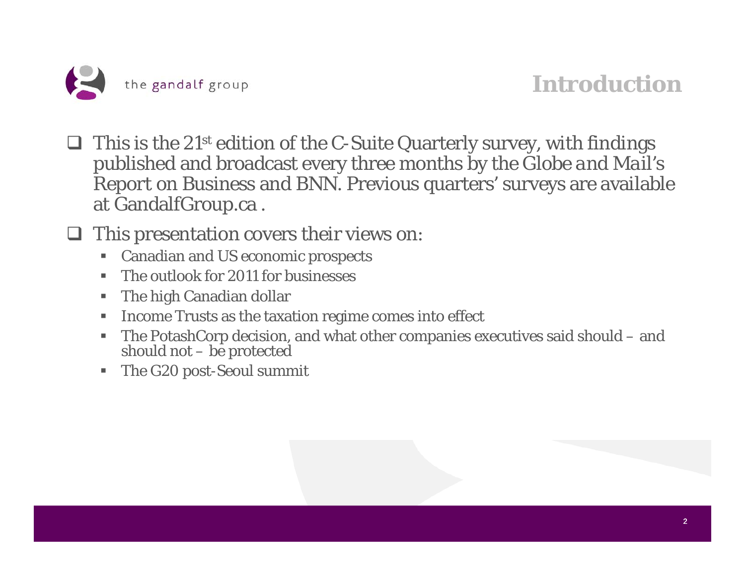# Introduction

- This is the 21st edition of the C-Suite Quarterly survey, with findings published and broadcast every three months by the Globe and Mail's Report on Business and BNN. Previous quarters' surveys are available at GandalfGroup.ca .
- This presentation covers their views on:
  - Canadian and US economic prospects
  - The outlook for 2011 for businesses
  - The high Canadian dollar
  - Income Trusts as the taxation regime comes into effect
  - The PotashCorp decision, and what other companies executives said should – and should not – be protected
  - The G20 post-Seoul summit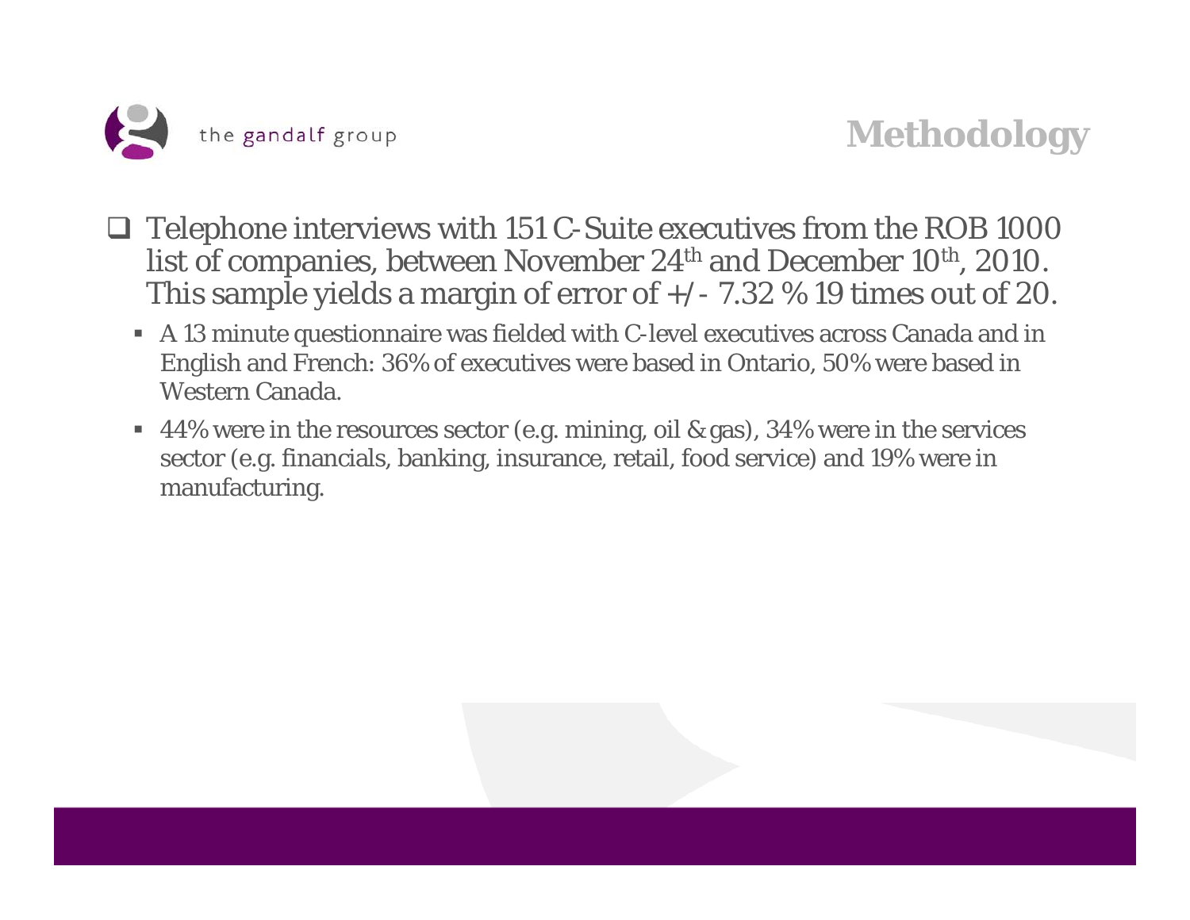# Methodology

- Telephone interviews with 151 C-Suite executives from the ROB 1000 list of companies, between November 24th and December 10th, 2010. This sample yields a margin of error of +/- 7.32 % 19 times out of 20.
  - A 13 minute questionnaire was fielded with C-level executives across Canada and in English and French: 36% of executives were based in Ontario, 50% were based in Western Canada.
  - 44% were in the resources sector (e.g. mining, oil & gas), 34% were in the services sector (e.g. financials, banking, insurance, retail, food service) and 19% were in manufacturing.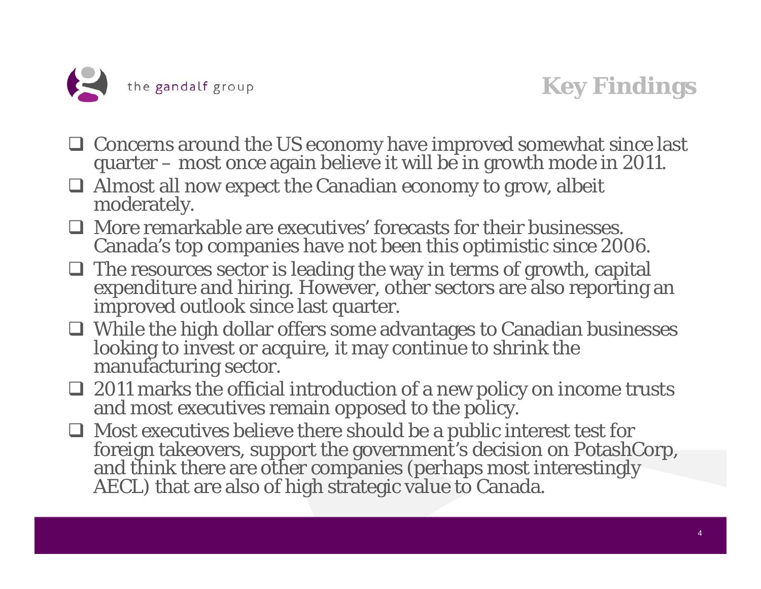# Key Findings

- Concerns around the US economy have improved somewhat since last quarter – most once again believe it will be in growth mode in 2011.
- Almost all now expect the Canadian economy to grow, albeit moderately.
- More remarkable are executives' forecasts for their businesses. Canada's top companies have not been this optimistic since 2006.
- The resources sector is leading the way in terms of growth, capital expenditure and hiring. However, other sectors are also reporting an improved outlook since last quarter.
- While the high dollar offers some advantages to Canadian businesses looking to invest or acquire, it may continue to shrink the manufacturing sector.
- 2011 marks the official introduction of a new policy on income trusts and most executives remain opposed to the policy.
- Most executives believe there should be a public interest test for foreign takeovers, support the government's decision on PotashCorp, and think there are other companies (perhaps most interestingly AECL) that are also of high strategic value to Canada.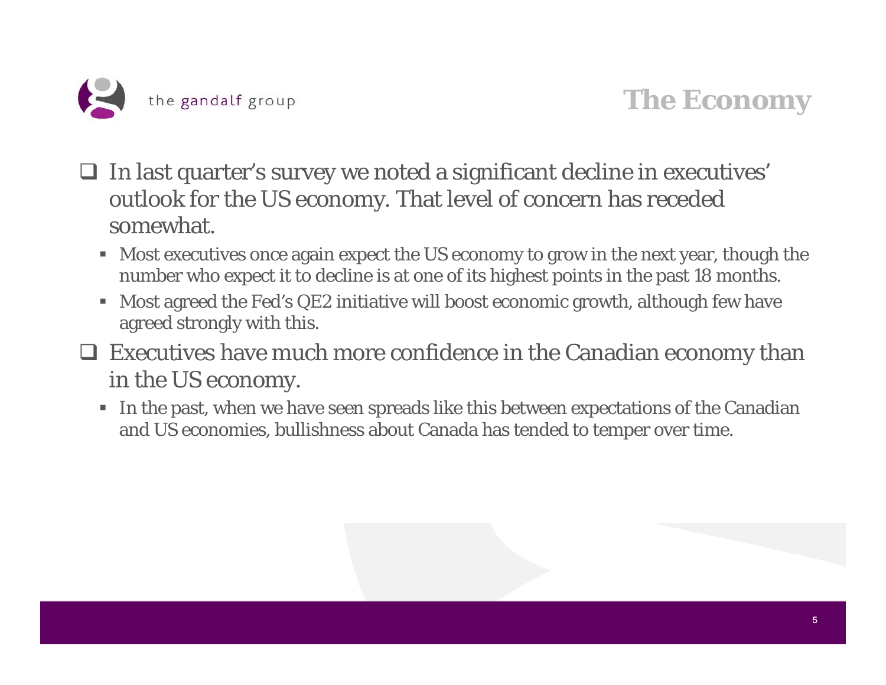## The Economy

- In last quarter's survey we noted a significant decline in executives' outlook for the US economy. That level of concern has receded somewhat.
  - Most executives once again expect the US economy to grow in the next year, though the number who expect it to decline is at one of its highest points in the past 18 months.
  - Most agreed the Fed's QE2 initiative will boost economic growth, although few have agreed strongly with this.
- Executives have much more confidence in the Canadian economy than in the US economy.
  - In the past, when we have seen spreads like this between expectations of the Canadian and US economies, bullishness about Canada has tended to temper over time.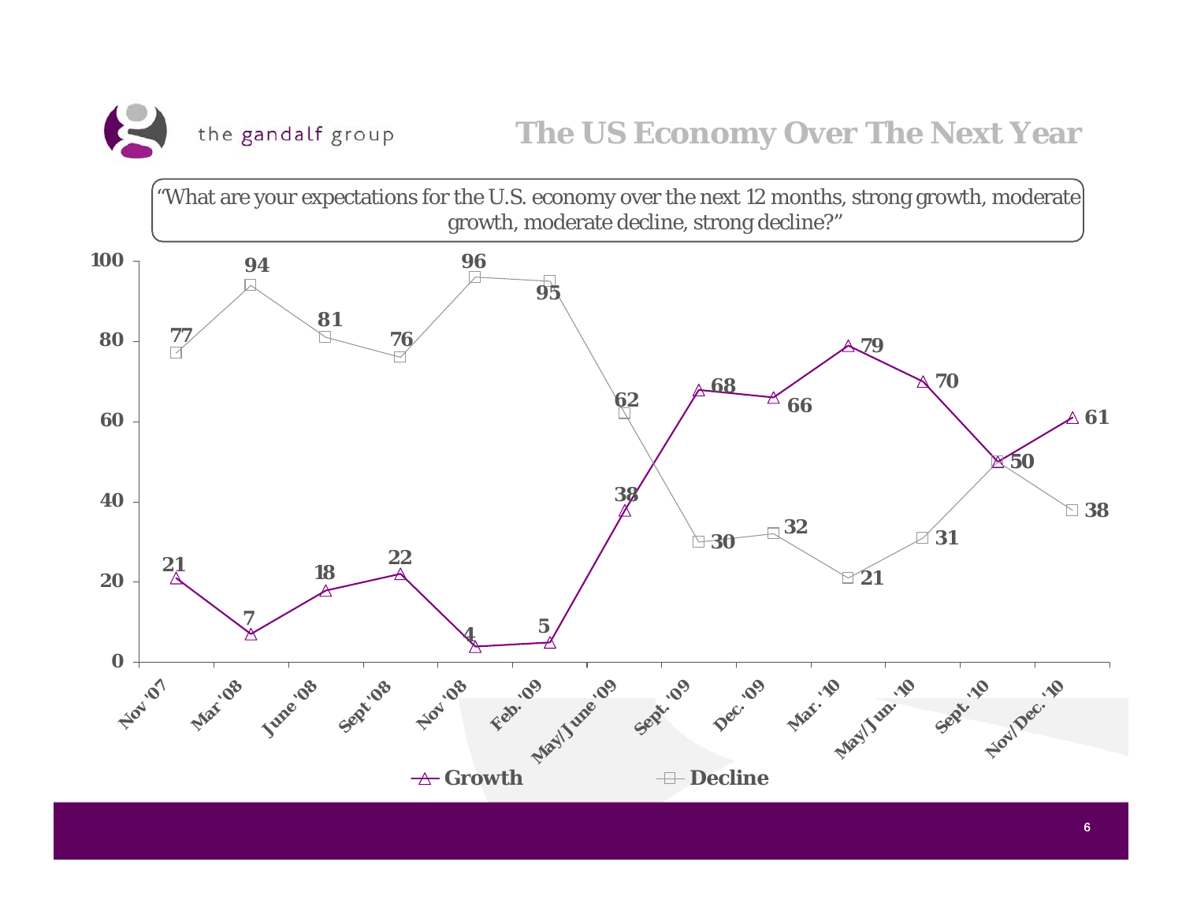# The US Economy Over The Next Year

"What are your expectations for the U.S. economy over the next 12 months, strong growth, moderate growth, moderate decline, strong decline?"

| | Nov '07 | Mar '08 | June '08 | Sept '08 | Nov '08 | Feb. '09 | May/June '09 | Sept. '09 | Dec. '09 | Mar. '10 | May/Jun. '10 | Sept. '10 | Nov/Dec. '10 |
|---|---|---|---|---|---|---|---|---|---|---|---|---|---|
| Growth | 21 | 7 | 18 | 22 | 4 | 5 | 38 | 68 | 66 | 79 | 70 | 50 | 61 |
| Decline | 77 | 94 | 81 | 76 | 96 | 95 | 62 | 30 | 32 | 21 | 31 | 50 | 38 |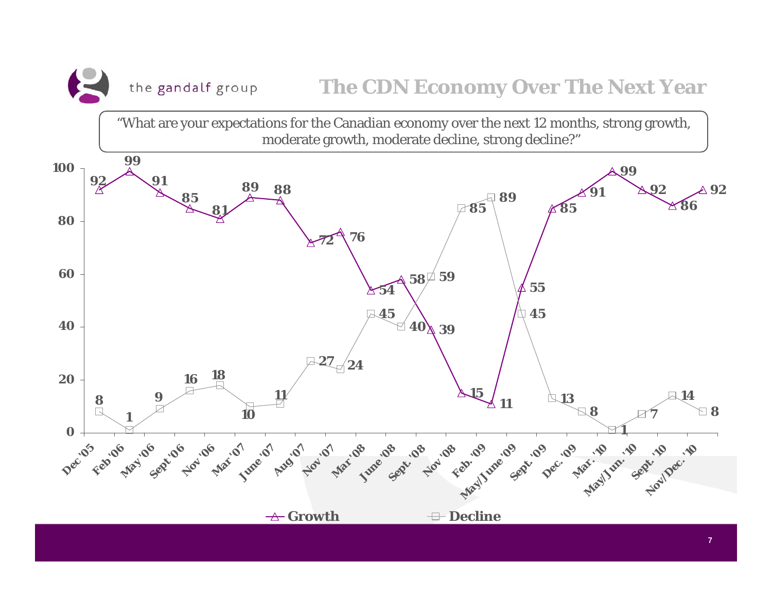# The CDN Economy Over The Next Year

"What are your expectations for the Canadian economy over the next 12 months, strong growth, moderate growth, moderate decline, strong decline?"

| | Growth | Decline |
|---|---|---|
| Dec '05 | 92 | 8 |
| Feb '06 | 99 | 1 |
| May '06 | 91 | 9 |
| Sept '06 | 85 | 16 |
| Nov '06 | 81 | 18 |
| Mar '07 | 89 | 10 |
| June '07 | 88 | 11 |
| Aug '07 | 72 | 27 |
| Nov '07 | 76 | 24 |
| Mar '08 | 54 | 45 |
| June '08 | 58 | 40 |
| Sept. '08 | 39 | 59 |
| Nov '08 | 15 | 85 |
| Feb. '09 | 11 | 89 |
| May/June '09 | 55 | 45 |
| Sept. '09 | 85 | 13 |
| Dec. '09 | 91 | 8 |
| Mar. '10 | 99 | 1 |
| May/Jun. '10 | 92 | 7 |
| Sept. '10 | 86 | 14 |
| Nov/Dec. '10 | 92 | 8 |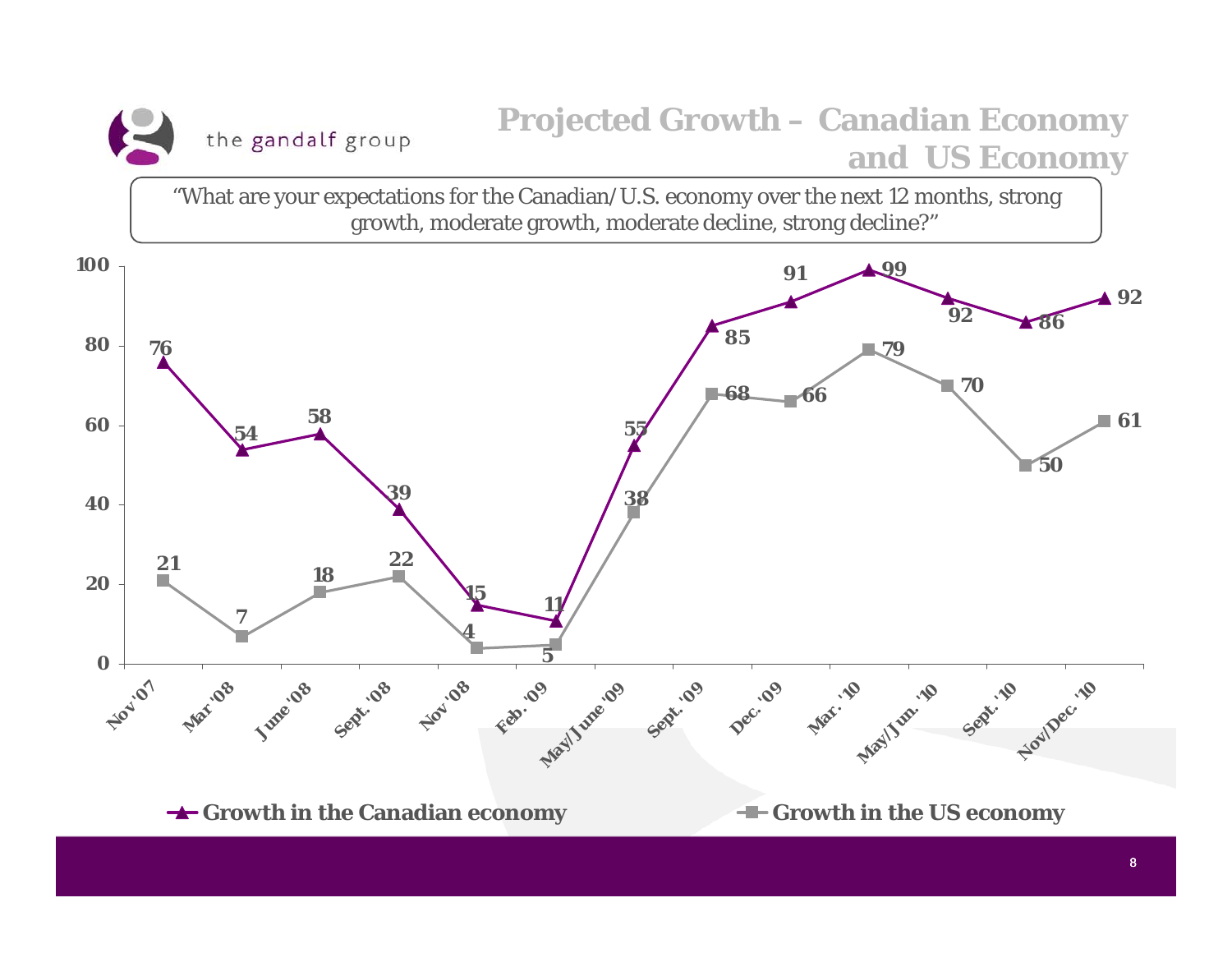the gandalf group

# Projected Growth – Canadian Economy and US Economy

"What are your expectations for the Canadian/U.S. economy over the next 12 months, strong growth, moderate growth, moderate decline, strong decline?"

| | Nov '07 | Mar '08 | June '08 | Sept. '08 | Nov '08 | Feb. '09 | May/June '09 | Sept. '09 | Dec. '09 | Mar. '10 | May/Jun. '10 | Sept. '10 | Nov/Dec. '10 |
|---|---|---|---|---|---|---|---|---|---|---|---|---|---|
| Growth in the Canadian economy | 76 | 54 | 58 | 39 | 15 | 11 | 55 | 85 | 91 | 99 | 92 | 86 | 92 |
| Growth in the US economy | 21 | 7 | 18 | 22 | 4 | 5 | 38 | 68 | 66 | 79 | 70 | 50 | 61 |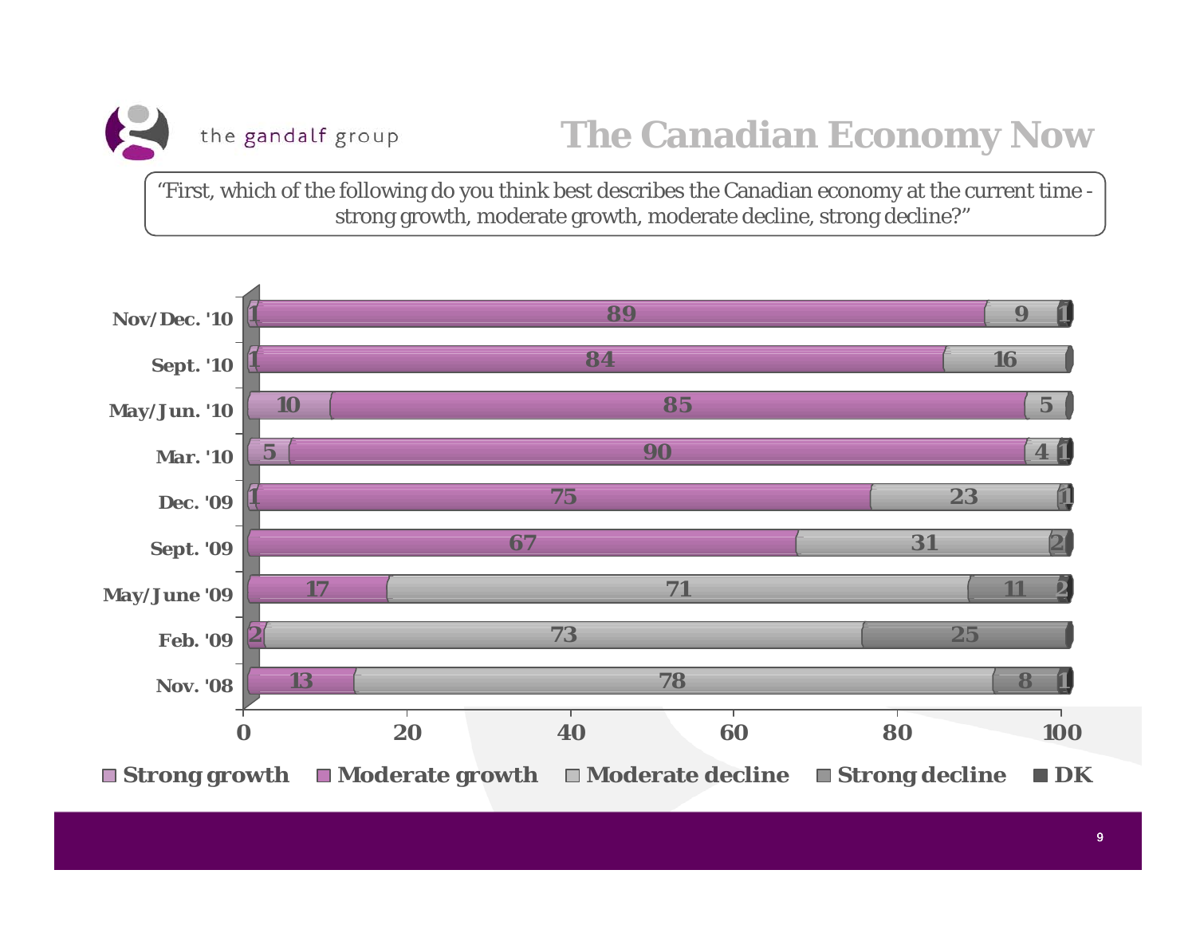# The Canadian Economy Now

"First, which of the following do you think best describes the Canadian economy at the current time - strong growth, moderate growth, moderate decline, strong decline?"

| | Strong growth | Moderate growth | Moderate decline | Strong decline | DK |
|---|---|---|---|---|---|
| Nov/Dec. '10 | 1 | 89 | 9 | | 1 |
| Sept. '10 | 1 | 84 | 16 | | |
| May/Jun. '10 | 10 | 85 | 5 | | |
| Mar. '10 | 5 | 90 | 4 | | 1 |
| Dec. '09 | 1 | 75 | 23 | | 1 |
| Sept. '09 | | 67 | 31 | 2 | |
| May/June '09 | | 17 | 71 | 11 | 2 |
| Feb. '09 | | 2 | 73 | 25 | |
| Nov. '08 | | 13 | 78 | 8 | 1 |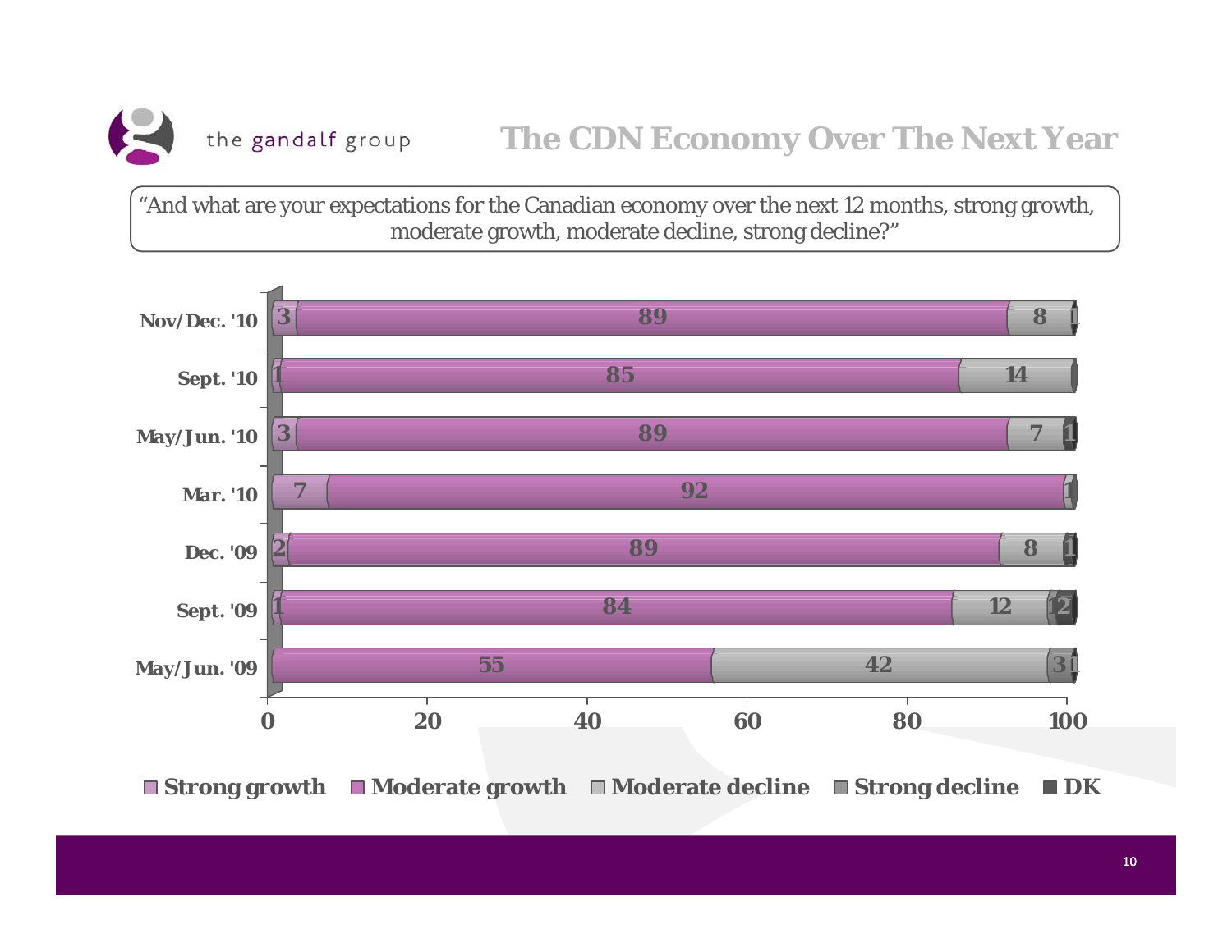## The CDN Economy Over The Next Year

"And what are your expectations for the Canadian economy over the next 12 months, strong growth, moderate growth, moderate decline, strong decline?"

| | Strong growth | Moderate growth | Moderate decline | Strong decline | DK |
|---|---|---|---|---|---|
| Nov/Dec. '10 | 3 | 89 | 8 | | 1 |
| Sept. '10 | 1 | 85 | 14 | | |
| May/Jun. '10 | 3 | 89 | 7 | | 1 |
| Mar. '10 | 7 | 92 | 1 | | |
| Dec. '09 | 2 | 89 | 8 | | 1 |
| Sept. '09 | 1 | 84 | 12 | 1 | 2 |
| May/Jun. '09 | | 55 | 42 | 3 | 1 |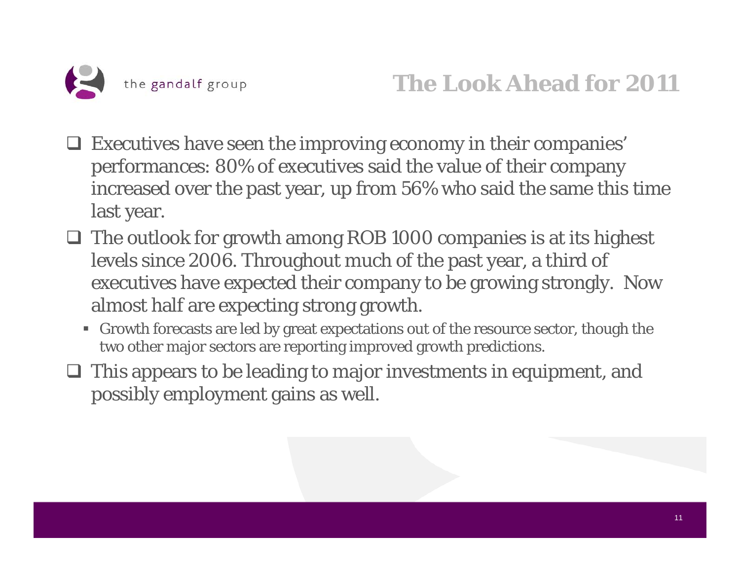# The Look Ahead for 2011

- Executives have seen the improving economy in their companies' performances: 80% of executives said the value of their company increased over the past year, up from 56% who said the same this time last year.
- The outlook for growth among ROB 1000 companies is at its highest levels since 2006. Throughout much of the past year, a third of executives have expected their company to be growing strongly. Now almost half are expecting strong growth.
  - Growth forecasts are led by great expectations out of the resource sector, though the two other major sectors are reporting improved growth predictions.
- This appears to be leading to major investments in equipment, and possibly employment gains as well.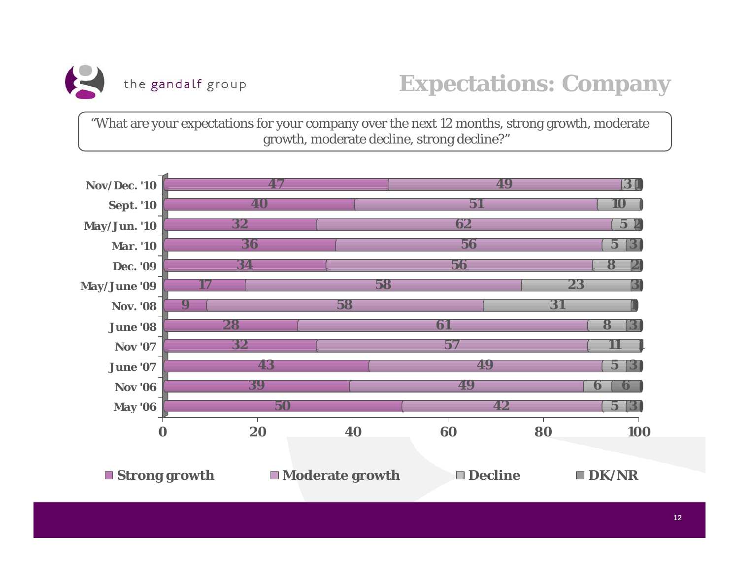# Expectations: Company

"What are your expectations for your company over the next 12 months, strong growth, moderate growth, moderate decline, strong decline?"

| | Strong growth | Moderate growth | Decline | DK/NR |
|---|---|---|---|---|
| Nov/Dec. '10 | 47 | 49 | 3 | 1 |
| Sept. '10 | 40 | 51 | 10 | |
| May/Jun. '10 | 32 | 62 | 5 | 2 |
| Mar. '10 | 36 | 56 | 5 | 3 |
| Dec. '09 | 34 | 56 | 8 | 2 |
| May/June '09 | 17 | 58 | 23 | 3 |
| Nov. '08 | 9 | 58 | 31 | 1 |
| June '08 | 28 | 61 | 8 | 3 |
| Nov '07 | 32 | 57 | 11 | 1 |
| June '07 | 43 | 49 | 5 | 3 |
| Nov '06 | 39 | 49 | 6 | 6 |
| May '06 | 50 | 42 | 5 | 3 |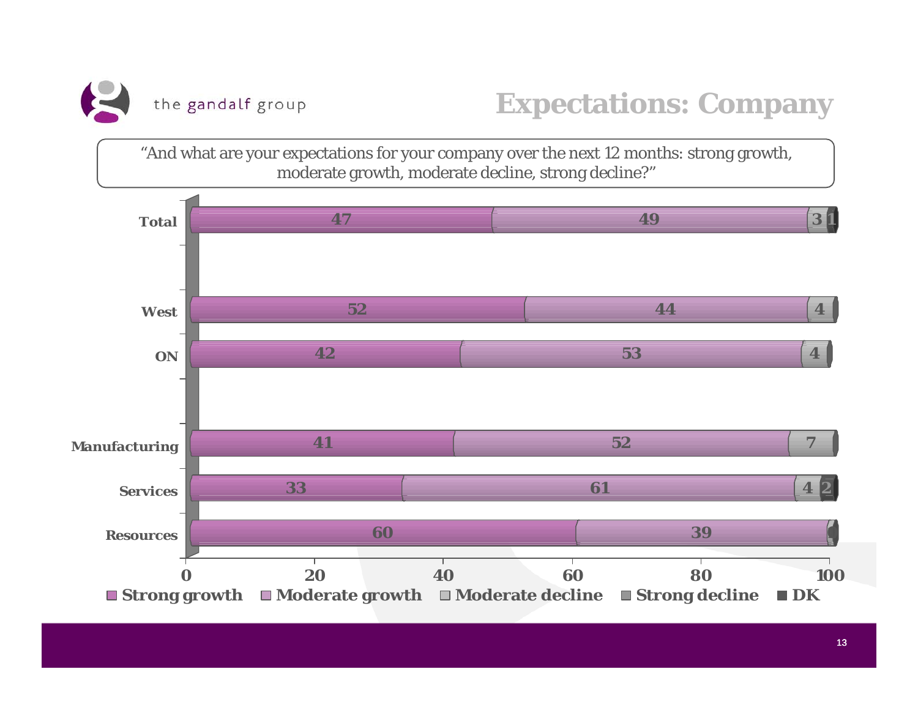# Expectations: Company

"And what are your expectations for your company over the next 12 months: strong growth, moderate growth, moderate decline, strong decline?"

| | Strong growth | Moderate growth | Moderate decline | Strong decline | DK |
|---|---|---|---|---|---|
| Total | 47 | 49 | 3 | | 1 |
| West | 52 | 44 | 4 | | |
| ON | 42 | 53 | 4 | | |
| Manufacturing | 41 | 52 | 7 | | |
| Services | 33 | 61 | 4 | | 2 |
| Resources | 60 | 39 | | | |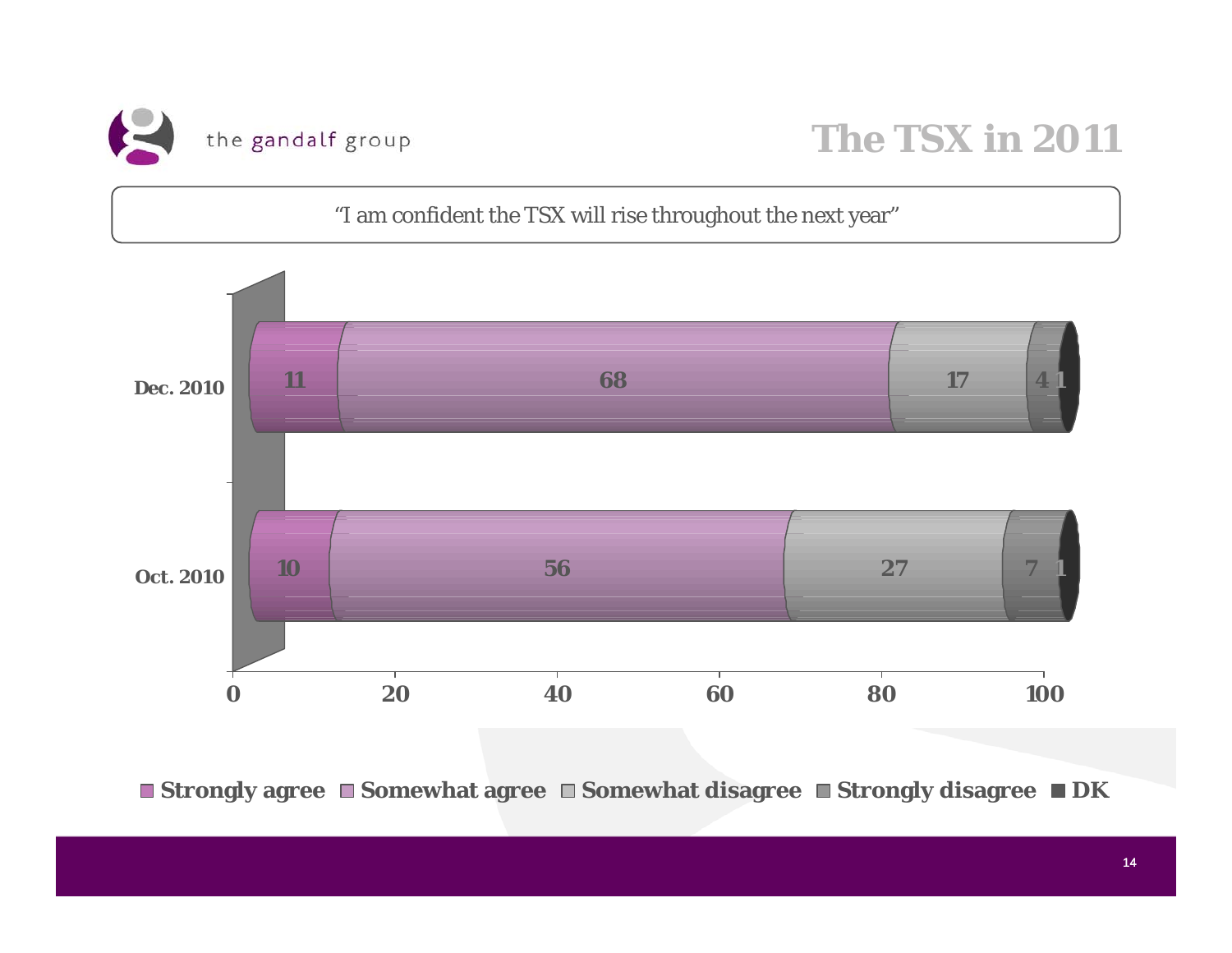# The TSX in 2011

"I am confident the TSX will rise throughout the next year"

| | Strongly agree | Somewhat agree | Somewhat disagree | Strongly disagree | DK |
|---|---|---|---|---|---|
| Dec. 2010 | 11 | 68 | 17 | 4 | 1 |
| Oct. 2010 | 10 | 56 | 27 | 7 | 1 |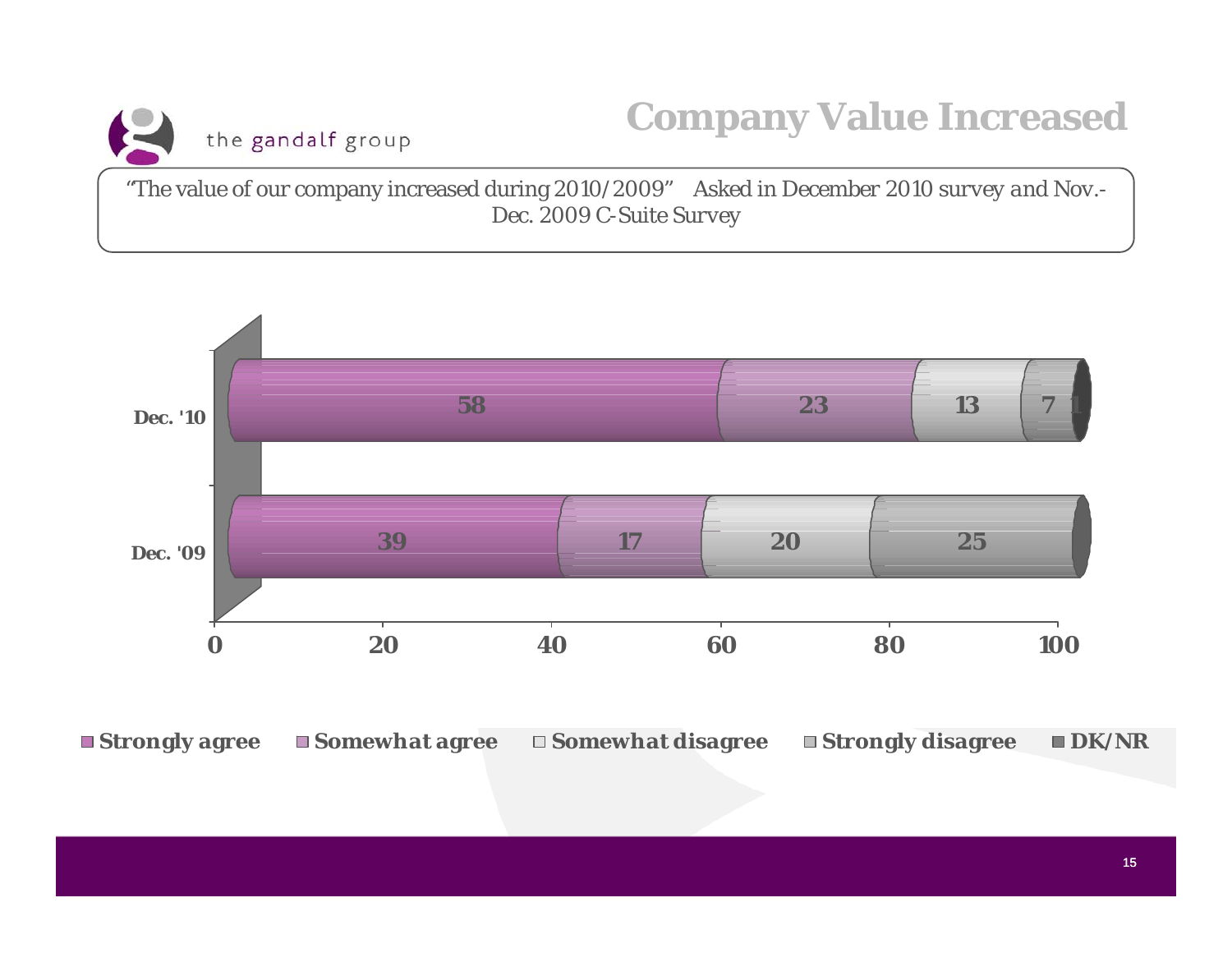# Company Value Increased

the gandalf group

"The value of our company increased during 2010/2009" Asked in December 2010 survey and Nov.-Dec. 2009 C-Suite Survey

| | Strongly agree | Somewhat agree | Somewhat disagree | Strongly disagree | DK/NR |
|---|---|---|---|---|---|
| Dec. '10 | 58 | 23 | 13 | 7 | 1 |
| Dec. '09 | 39 | 17 | 20 | 25 | |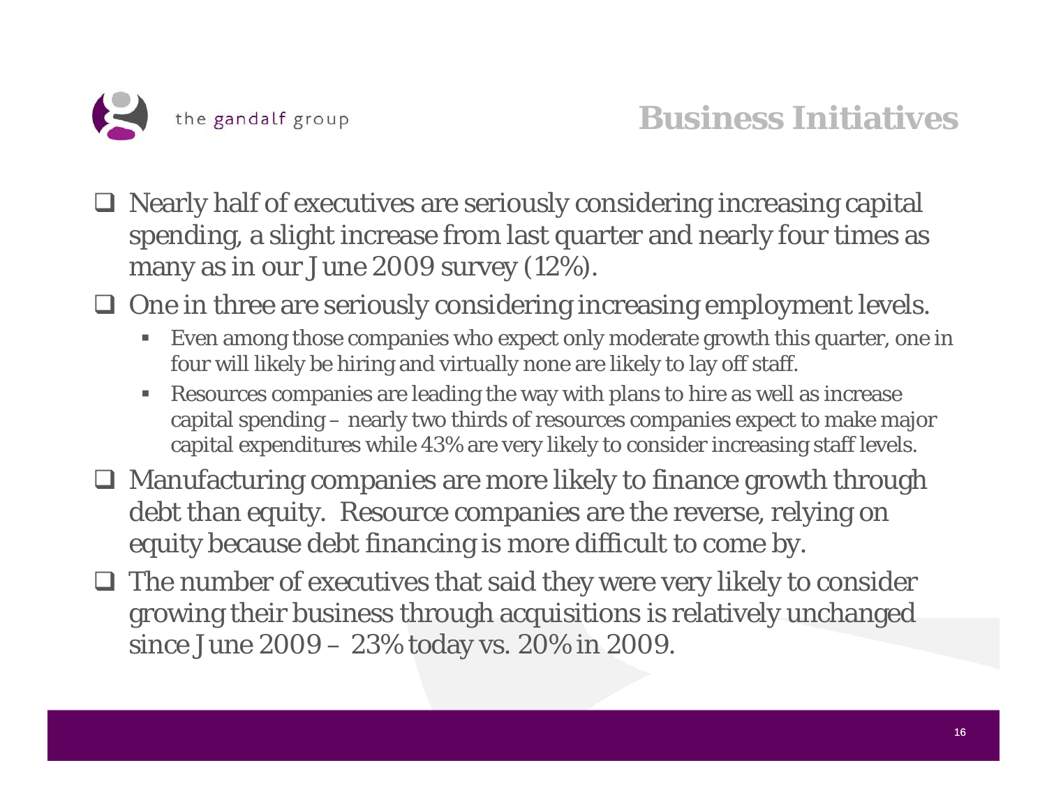# Business Initiatives

- Nearly half of executives are seriously considering increasing capital spending, a slight increase from last quarter and nearly four times as many as in our June 2009 survey (12%).
- One in three are seriously considering increasing employment levels.
  - Even among those companies who expect only moderate growth this quarter, one in four will likely be hiring and virtually none are likely to lay off staff.
  - Resources companies are leading the way with plans to hire as well as increase capital spending – nearly two thirds of resources companies expect to make major capital expenditures while 43% are very likely to consider increasing staff levels.
- Manufacturing companies are more likely to finance growth through debt than equity. Resource companies are the reverse, relying on equity because debt financing is more difficult to come by.
- The number of executives that said they were very likely to consider growing their business through acquisitions is relatively unchanged since June 2009 – 23% today vs. 20% in 2009.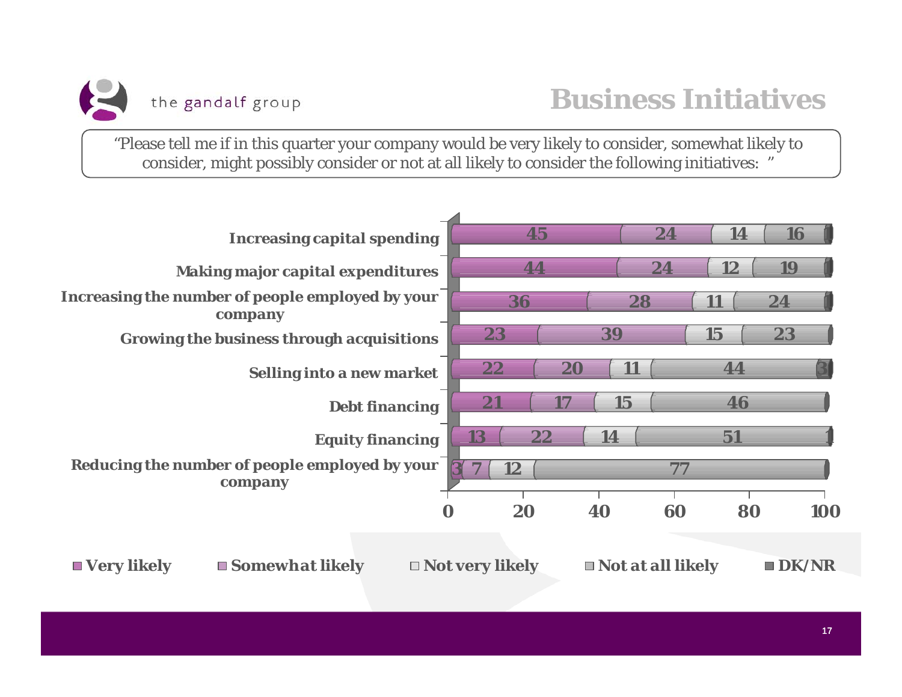# Business Initiatives

"Please tell me if in this quarter your company would be very likely to consider, somewhat likely to consider, might possibly consider or not at all likely to consider the following initiatives: "

| Initiative | Very likely | Somewhat likely | Not very likely | Not at all likely | DK/NR |
|---|---|---|---|---|---|
| Increasing capital spending | 45 | 24 | 14 | 16 | 1 |
| Making major capital expenditures | 44 | 24 | 12 | 19 | 1 |
| Increasing the number of people employed by your company | 36 | 28 | 11 | 24 | 1 |
| Growing the business through acquisitions | 23 | 39 | 15 | 23 | |
| Selling into a new market | 22 | 20 | 11 | 44 | 3 |
| Debt financing | 21 | 17 | 15 | 46 | |
| Equity financing | 13 | 22 | 14 | 51 | 1 |
| Reducing the number of people employed by your company | 3 | 7 | 12 | 77 | |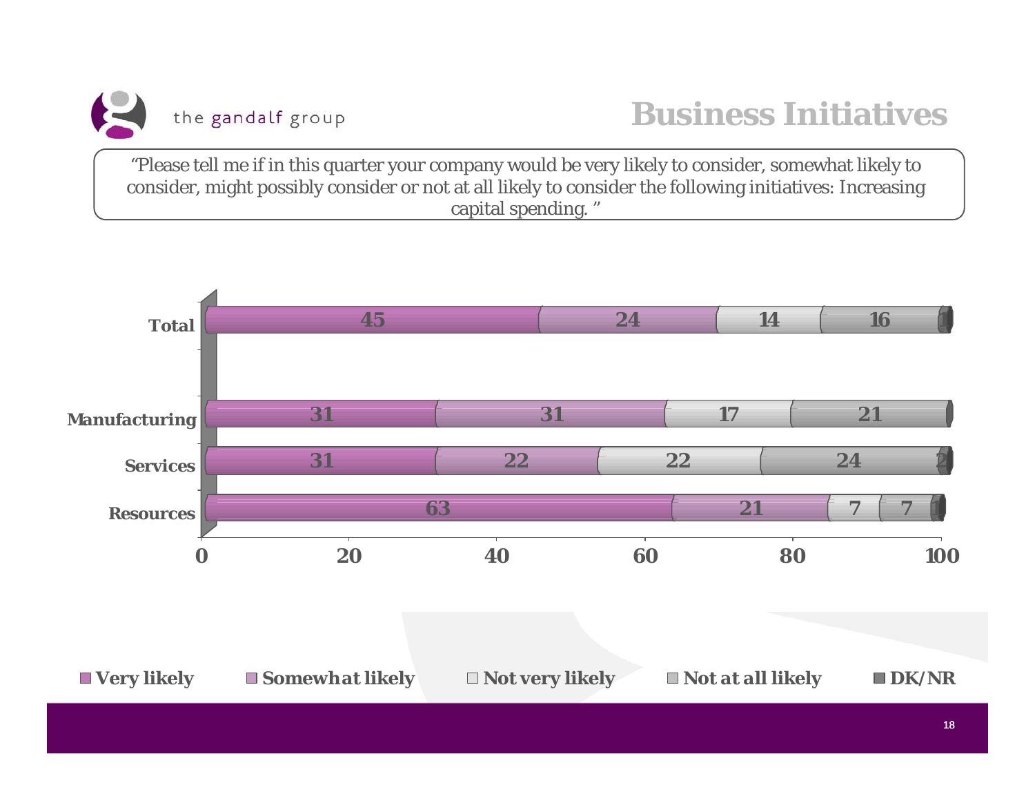# Business Initiatives

"Please tell me if in this quarter your company would be very likely to consider, somewhat likely to consider, might possibly consider or not at all likely to consider the following initiatives: Increasing capital spending."

| | Very likely | Somewhat likely | Not very likely | Not at all likely | DK/NR |
|---|---|---|---|---|---|
| Total | 45 | 24 | 14 | 16 | 1 |
| Manufacturing | 31 | 31 | 17 | 21 | |
| Services | 31 | 22 | 22 | 24 | 2 |
| Resources | 63 | 21 | 7 | 7 | 1 |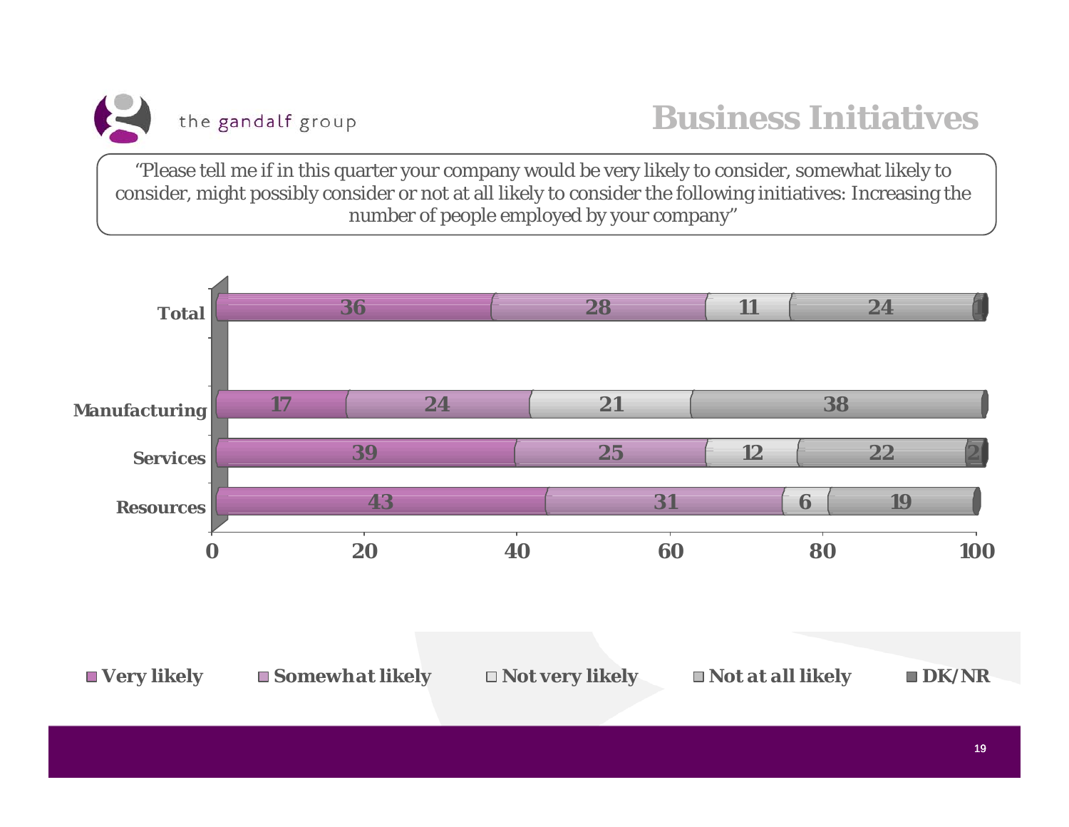# Business Initiatives

"Please tell me if in this quarter your company would be very likely to consider, somewhat likely to consider, might possibly consider or not at all likely to consider the following initiatives: Increasing the number of people employed by your company"

| | Very likely | Somewhat likely | Not very likely | Not at all likely | DK/NR |
|---|---|---|---|---|---|
| Total | 36 | 28 | 11 | 24 | 1 |
| Manufacturing | 17 | 24 | 21 | 38 | |
| Services | 39 | 25 | 12 | 22 | 2 |
| Resources | 43 | 31 | 6 | 19 | |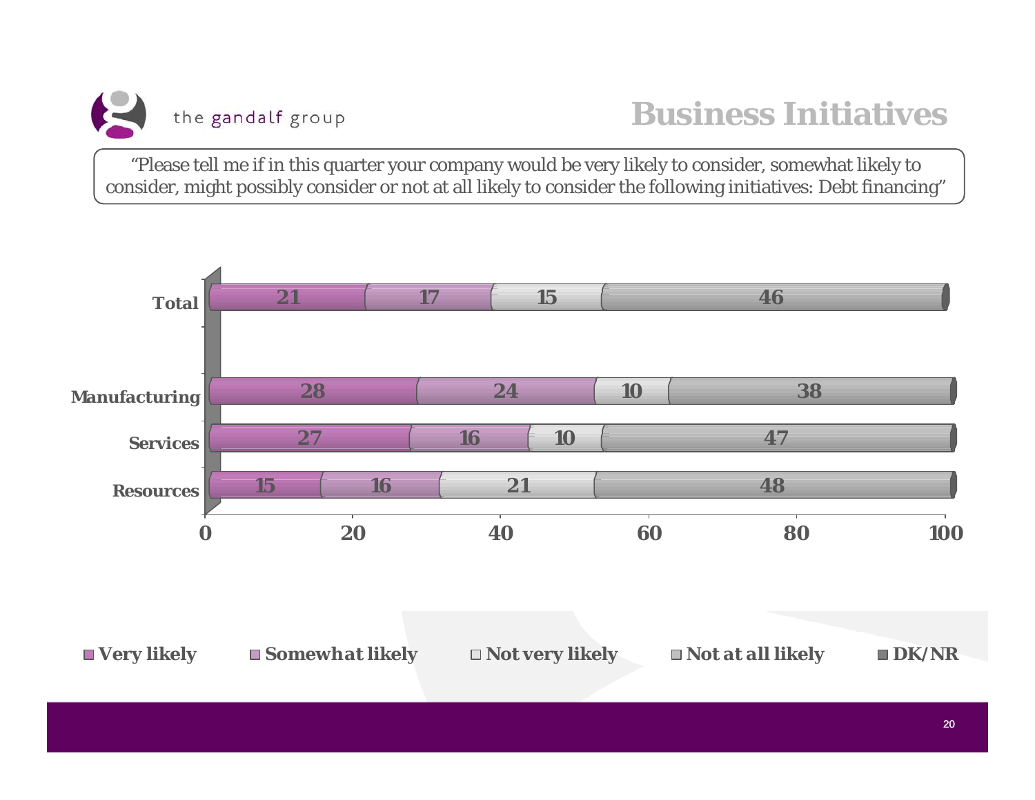# Business Initiatives

"Please tell me if in this quarter your company would be very likely to consider, somewhat likely to consider, might possibly consider or not at all likely to consider the following initiatives: Debt financing"

| | Very likely | Somewhat likely | Not very likely | Not at all likely | DK/NR |
|---|---|---|---|---|---|
| Total | 21 | 17 | 15 | 46 | |
| Manufacturing | 28 | 24 | 10 | 38 | |
| Services | 27 | 16 | 10 | 47 | |
| Resources | 15 | 16 | 21 | 48 | |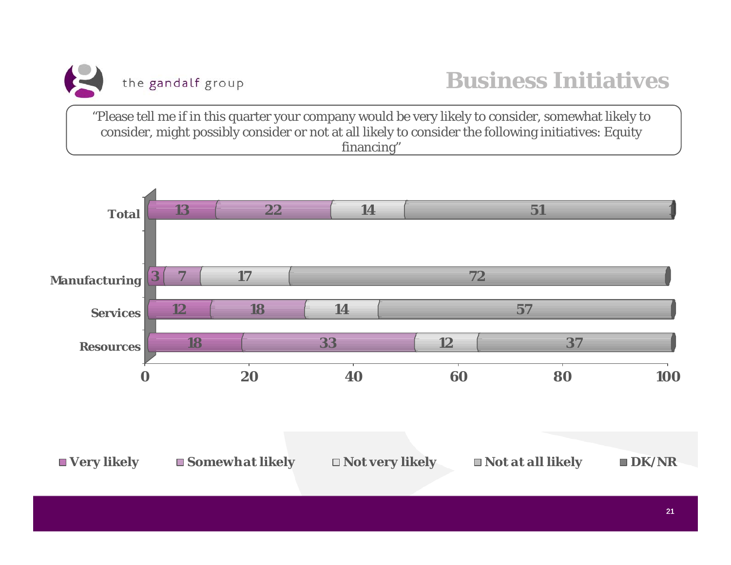# Business Initiatives

"Please tell me if in this quarter your company would be very likely to consider, somewhat likely to consider, might possibly consider or not at all likely to consider the following initiatives: Equity financing"

| | Very likely | Somewhat likely | Not very likely | Not at all likely | DK/NR |
|---|---|---|---|---|---|
| Total | 13 | 22 | 14 | 51 | 1 |
| Manufacturing | 3 | 7 | 17 | 72 | |
| Services | 12 | 18 | 14 | 57 | |
| Resources | 18 | 33 | 12 | 37 | |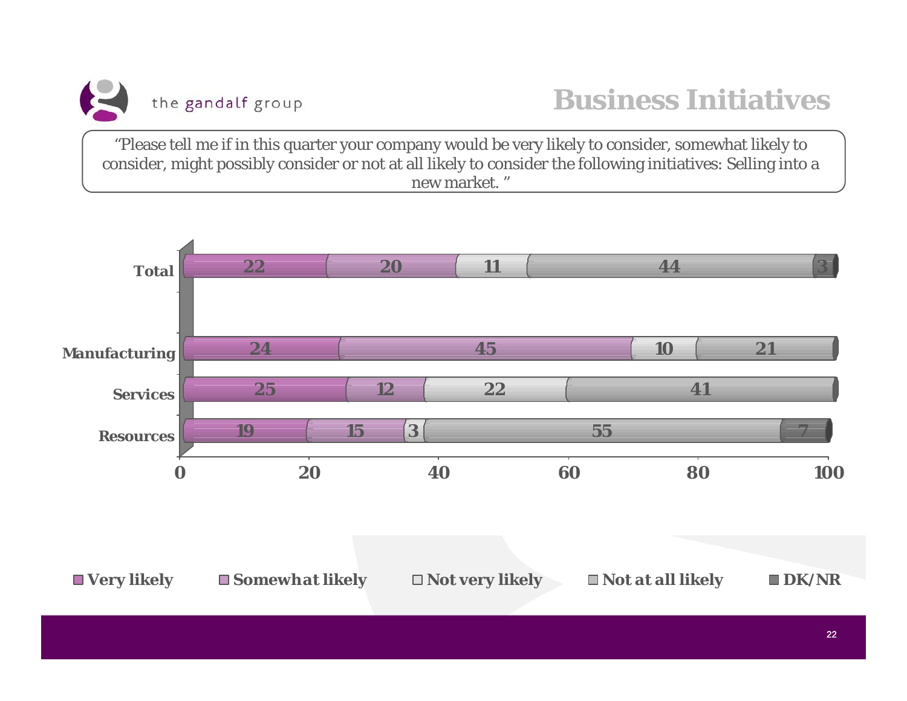# Business Initiatives

"Please tell me if in this quarter your company would be very likely to consider, somewhat likely to consider, might possibly consider or not at all likely to consider the following initiatives: Selling into a new market. "

| | Very likely | Somewhat likely | Not very likely | Not at all likely | DK/NR |
|---|---|---|---|---|---|
| Total | 22 | 20 | 11 | 44 | 3 |
| Manufacturing | 24 | 45 | 10 | 21 | |
| Services | 25 | 12 | 22 | 41 | |
| Resources | 19 | 15 | 3 | 55 | 7 |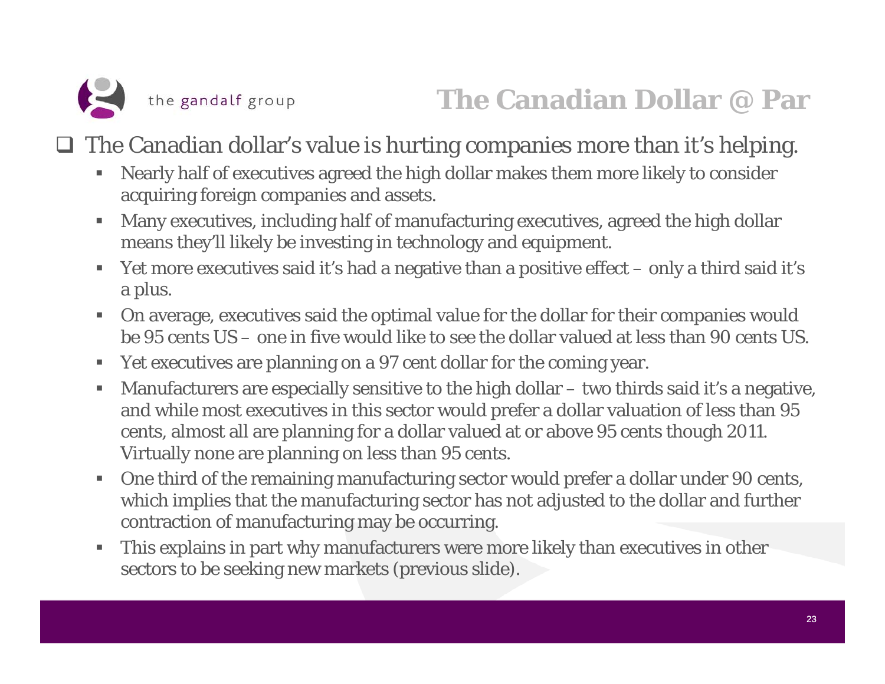# The Canadian Dollar @ Par

- The Canadian dollar's value is hurting companies more than it's helping.
  - Nearly half of executives agreed the high dollar makes them more likely to consider acquiring foreign companies and assets.
  - Many executives, including half of manufacturing executives, agreed the high dollar means they'll likely be investing in technology and equipment.
  - Yet more executives said it's had a negative than a positive effect – only a third said it's a plus.
  - On average, executives said the optimal value for the dollar for their companies would be 95 cents US – one in five would like to see the dollar valued at less than 90 cents US.
  - Yet executives are planning on a 97 cent dollar for the coming year.
  - Manufacturers are especially sensitive to the high dollar – two thirds said it's a negative, and while most executives in this sector would prefer a dollar valuation of less than 95 cents, almost all are planning for a dollar valued at or above 95 cents though 2011. Virtually none are planning on less than 95 cents.
  - One third of the remaining manufacturing sector would prefer a dollar under 90 cents, which implies that the manufacturing sector has not adjusted to the dollar and further contraction of manufacturing may be occurring.
  - This explains in part why manufacturers were more likely than executives in other sectors to be seeking new markets (previous slide).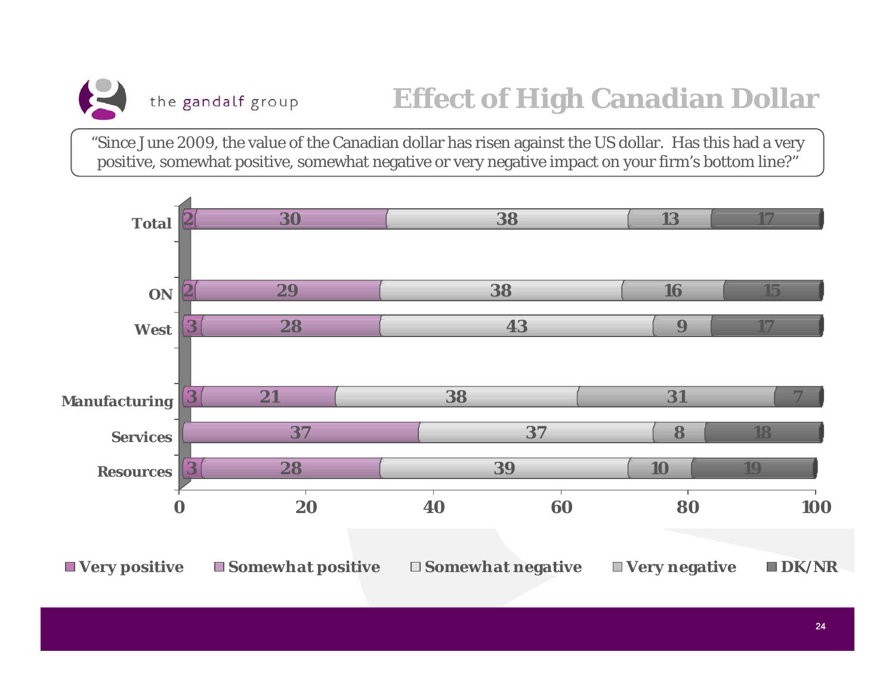# Effect of High Canadian Dollar

"Since June 2009, the value of the Canadian dollar has risen against the US dollar. Has this had a very positive, somewhat positive, somewhat negative or very negative impact on your firm's bottom line?"

| | Very positive | Somewhat positive | Somewhat negative | Very negative | DK/NR |
|---|---|---|---|---|---|
| Total | 2 | 30 | 38 | 13 | 17 |
| ON | 2 | 29 | 38 | 16 | 15 |
| West | 3 | 28 | 43 | 9 | 17 |
| Manufacturing | 3 | 21 | 38 | 31 | 7 |
| Services | | 37 | 37 | 8 | 18 |
| Resources | 3 | 28 | 39 | 10 | 19 |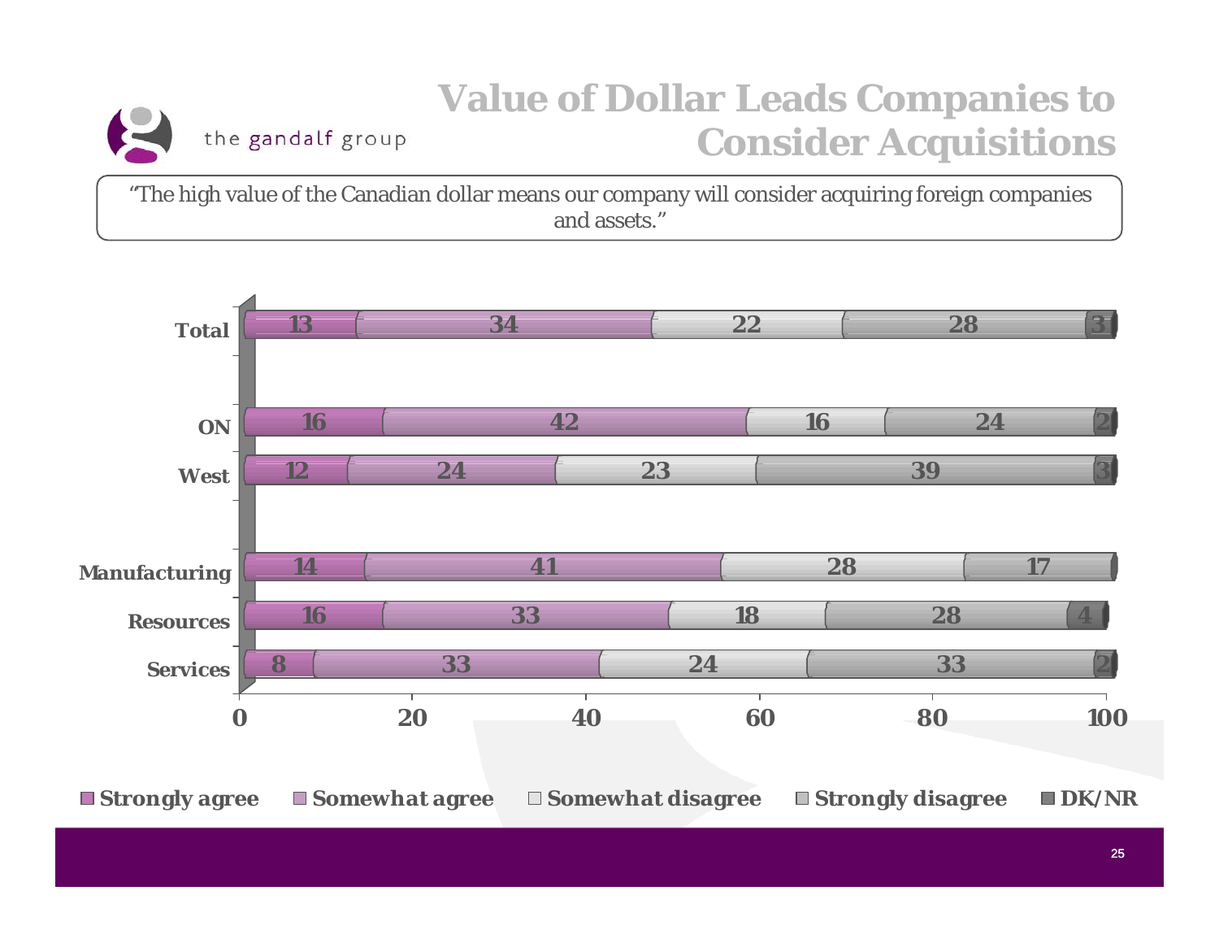# Value of Dollar Leads Companies to Consider Acquisitions

"The high value of the Canadian dollar means our company will consider acquiring foreign companies and assets."

| | Strongly agree | Somewhat agree | Somewhat disagree | Strongly disagree | DK/NR |
|---|---|---|---|---|---|
| Total | 13 | 34 | 22 | 28 | 3 |
| ON | 16 | 42 | 16 | 24 | 2 |
| West | 12 | 24 | 23 | 39 | 3 |
| Manufacturing | 14 | 41 | 28 | 17 | |
| Resources | 16 | 33 | 18 | 28 | 4 |
| Services | 8 | 33 | 24 | 33 | 2 |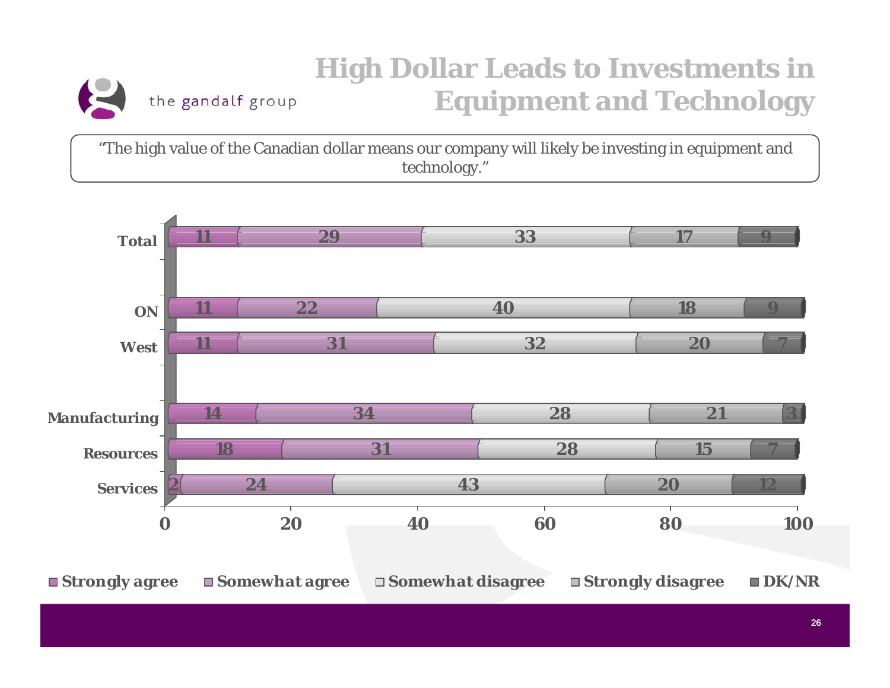# High Dollar Leads to Investments in Equipment and Technology

"The high value of the Canadian dollar means our company will likely be investing in equipment and technology."

| | Strongly agree | Somewhat agree | Somewhat disagree | Strongly disagree | DK/NR |
|---|---|---|---|---|---|
| Total | 11 | 29 | 33 | 17 | 9 |
| ON | 11 | 22 | 40 | 18 | 9 |
| West | 11 | 31 | 32 | 20 | 7 |
| Manufacturing | 14 | 34 | 28 | 21 | 3 |
| Resources | 18 | 31 | 28 | 15 | 7 |
| Services | 2 | 24 | 43 | 20 | 12 |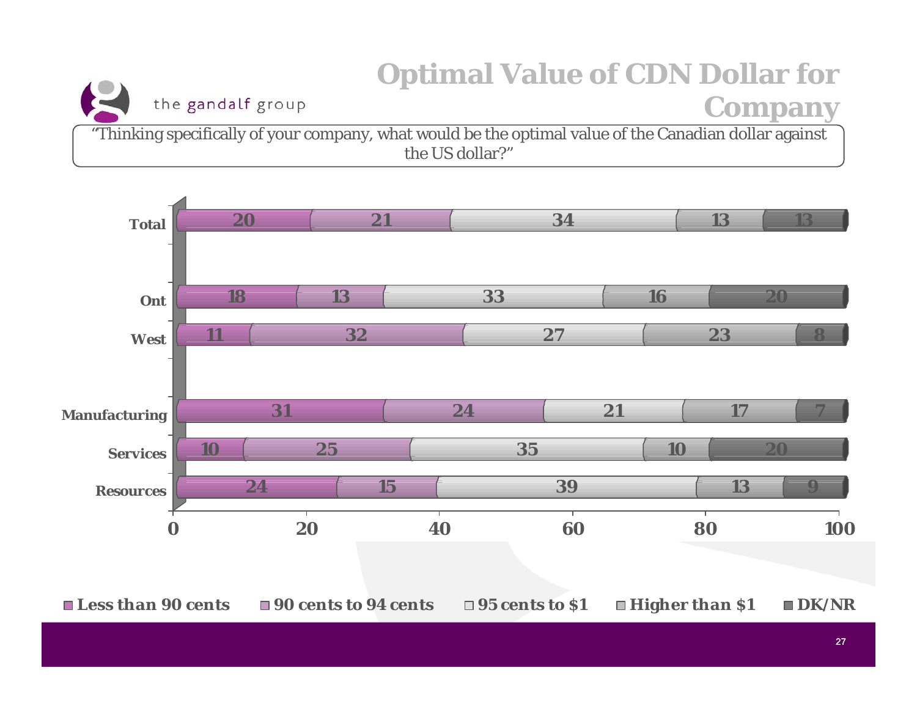# Optimal Value of CDN Dollar for Company

"Thinking specifically of your company, what would be the optimal value of the Canadian dollar against the US dollar?"

| | Less than 90 cents | 90 cents to 94 cents | 95 cents to $1 | Higher than $1 | DK/NR |
|---|---|---|---|---|---|
| Total | 20 | 21 | 34 | 13 | 13 |
| Ont | 18 | 13 | 33 | 16 | 20 |
| West | 11 | 32 | 27 | 23 | 8 |
| Manufacturing | 31 | 24 | 21 | 17 | 7 |
| Services | 10 | 25 | 35 | 10 | 20 |
| Resources | 24 | 15 | 39 | 13 | 9 |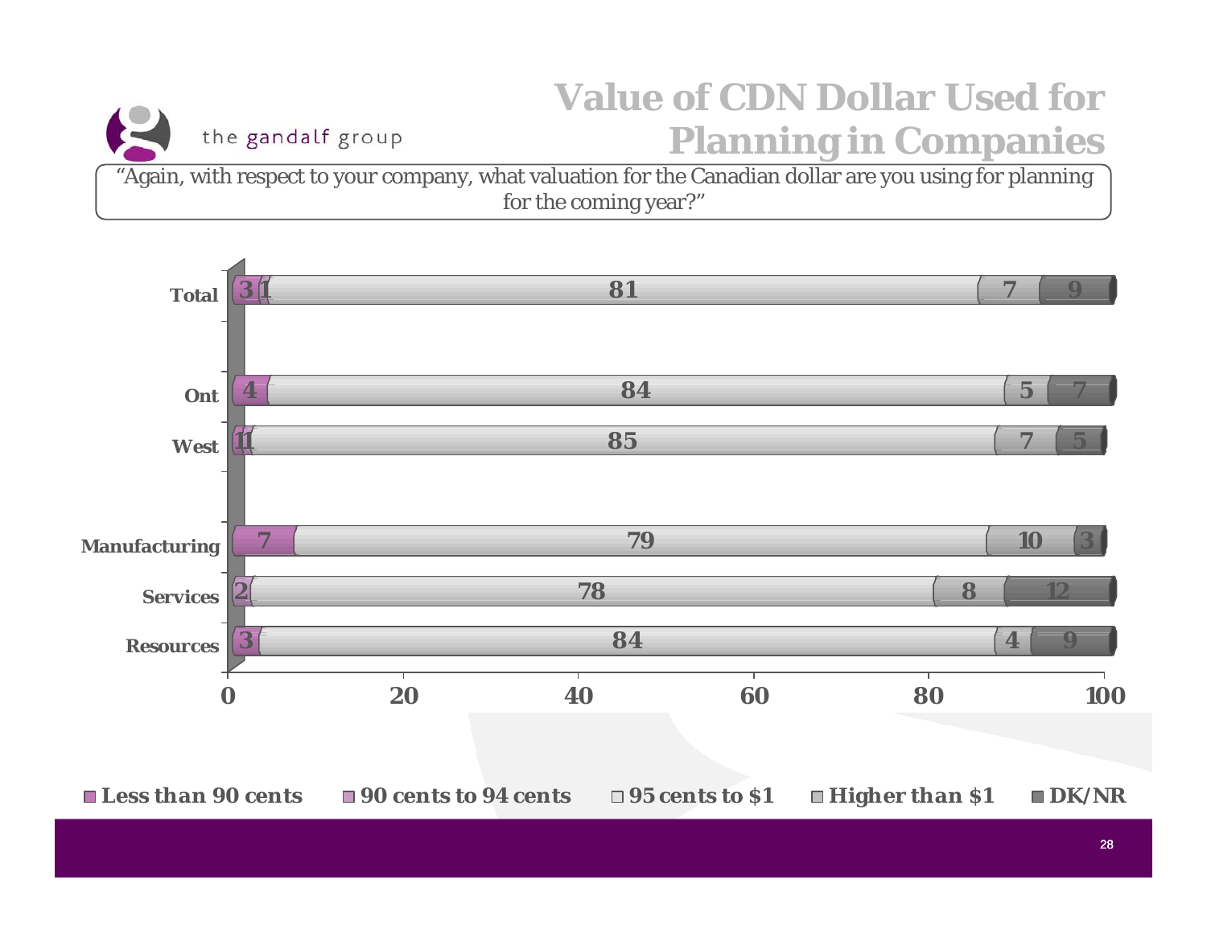# Value of CDN Dollar Used for Planning in Companies

"Again, with respect to your company, what valuation for the Canadian dollar are you using for planning for the coming year?"

| | Less than 90 cents | 90 cents to 94 cents | 95 cents to $1 | Higher than $1 | DK/NR |
|---|---|---|---|---|---|
| Total | 3 | 1 | 81 | 7 | 9 |
| Ont | 4 | | 84 | 5 | 7 |
| West | 1 | 1 | 85 | 7 | 5 |
| Manufacturing | 7 | | 79 | 10 | 3 |
| Services | | 2 | 78 | 8 | 12 |
| Resources | 3 | | 84 | 4 | 9 |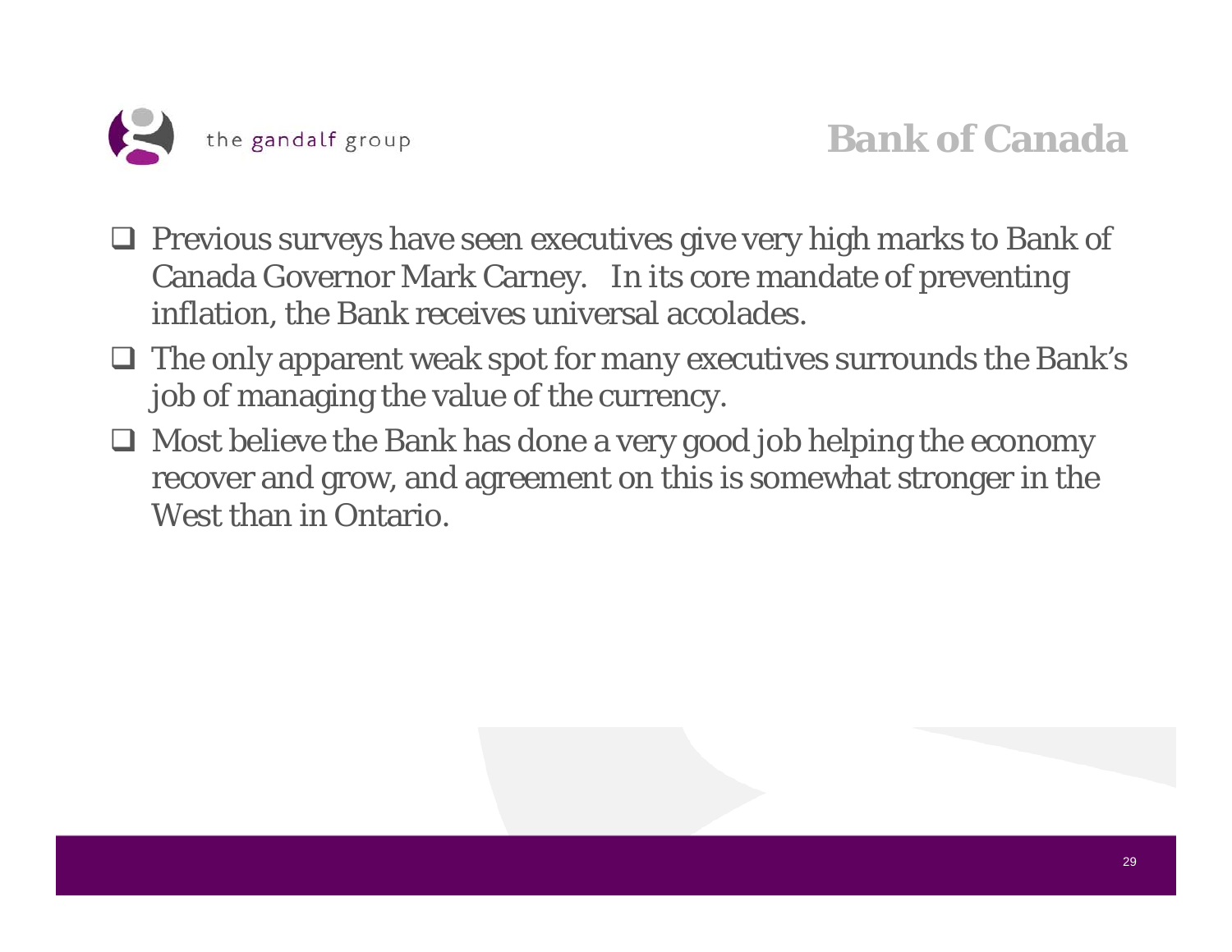# Bank of Canada

- Previous surveys have seen executives give very high marks to Bank of Canada Governor Mark Carney. In its core mandate of preventing inflation, the Bank receives universal accolades.
- The only apparent weak spot for many executives surrounds the Bank's job of managing the value of the currency.
- Most believe the Bank has done a very good job helping the economy recover and grow, and agreement on this is somewhat stronger in the West than in Ontario.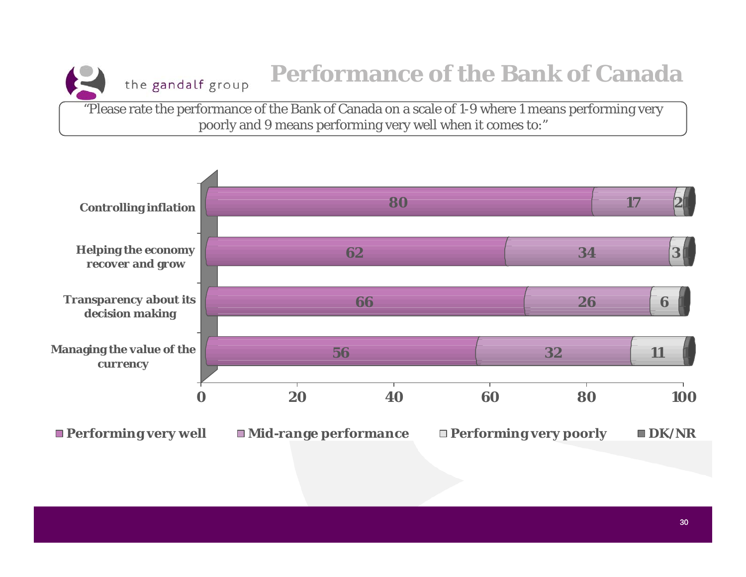# Performance of the Bank of Canada

"Please rate the performance of the Bank of Canada on a scale of 1-9 where 1 means performing very poorly and 9 means performing very well when it comes to:"

| | Performing very well | Mid-range performance | Performing very poorly | DK/NR |
|---|---|---|---|---|
| Controlling inflation | 80 | 17 | 2 | 1 |
| Helping the economy recover and grow | 62 | 34 | 3 | 1 |
| Transparency about its decision making | 66 | 26 | 6 | 1 |
| Managing the value of the currency | 56 | 32 | 11 | 1 |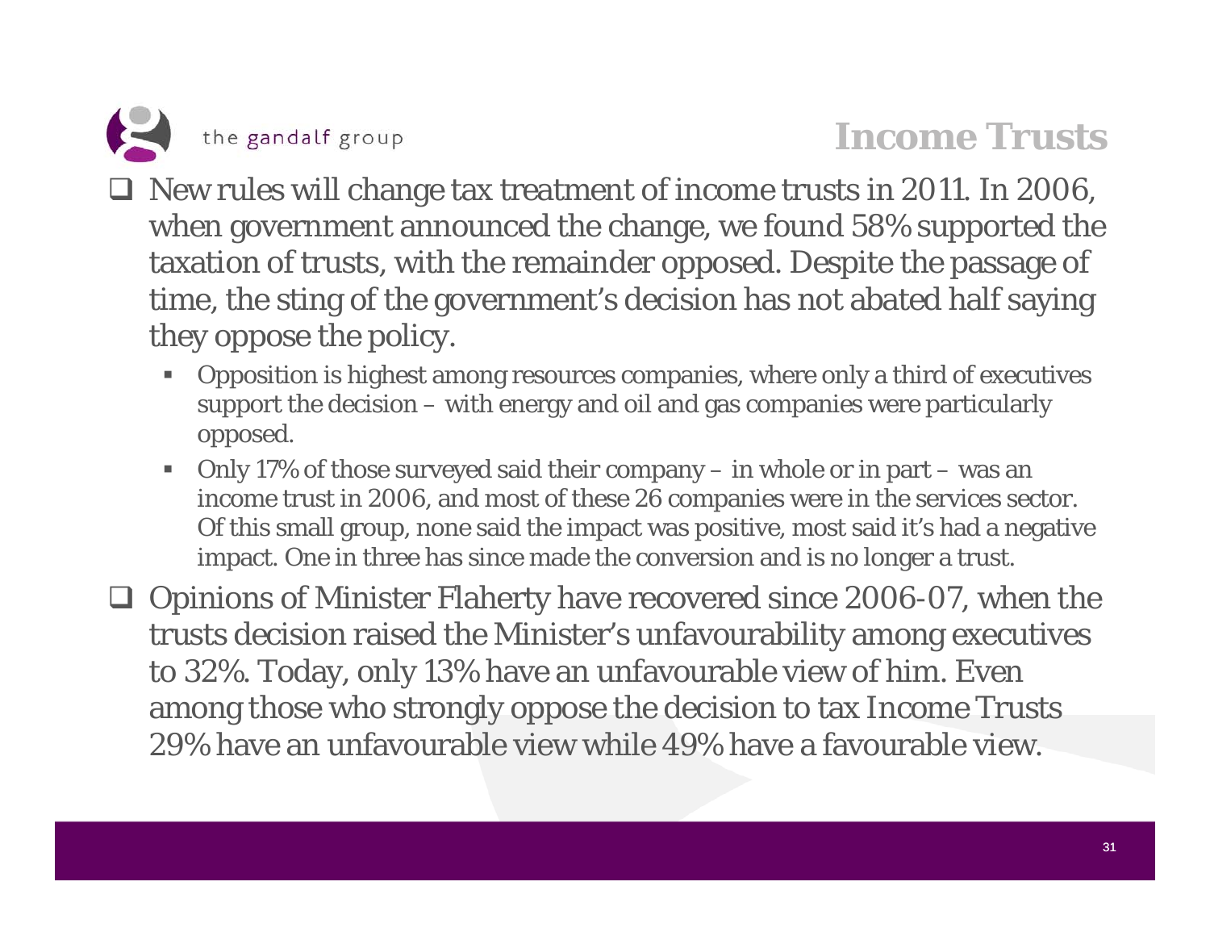# Income Trusts

- New rules will change tax treatment of income trusts in 2011. In 2006, when government announced the change, we found 58% supported the taxation of trusts, with the remainder opposed. Despite the passage of time, the sting of the government's decision has not abated half saying they oppose the policy.
  - Opposition is highest among resources companies, where only a third of executives support the decision – with energy and oil and gas companies were particularly opposed.
  - Only 17% of those surveyed said their company – in whole or in part – was an income trust in 2006, and most of these 26 companies were in the services sector. Of this small group, none said the impact was positive, most said it's had a negative impact. One in three has since made the conversion and is no longer a trust.
- Opinions of Minister Flaherty have recovered since 2006-07, when the trusts decision raised the Minister's unfavourability among executives to 32%. Today, only 13% have an unfavourable view of him. Even among those who strongly oppose the decision to tax Income Trusts 29% have an unfavourable view while 49% have a favourable view.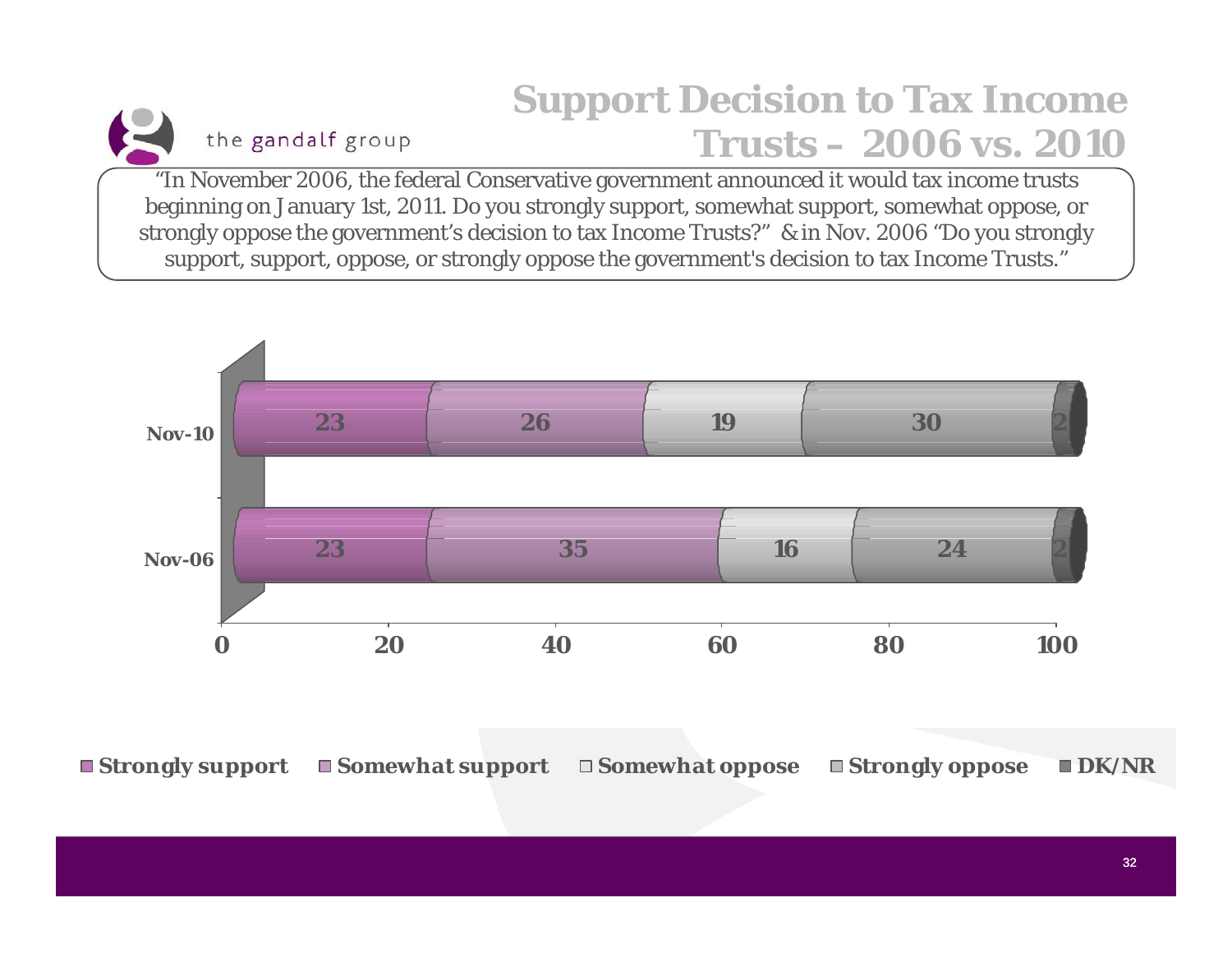# Support Decision to Tax Income Trusts – 2006 vs. 2010

"In November 2006, the federal Conservative government announced it would tax income trusts beginning on January 1st, 2011. Do you strongly support, somewhat support, somewhat oppose, or strongly oppose the government's decision to tax Income Trusts?" & in Nov. 2006 "Do you strongly support, support, oppose, or strongly oppose the government's decision to tax Income Trusts."

| | Strongly support | Somewhat support | Somewhat oppose | Strongly oppose | DK/NR |
|---|---|---|---|---|---|
| Nov-10 | 23 | 26 | 19 | 30 | 2 |
| Nov-06 | 23 | 35 | 16 | 24 | 2 |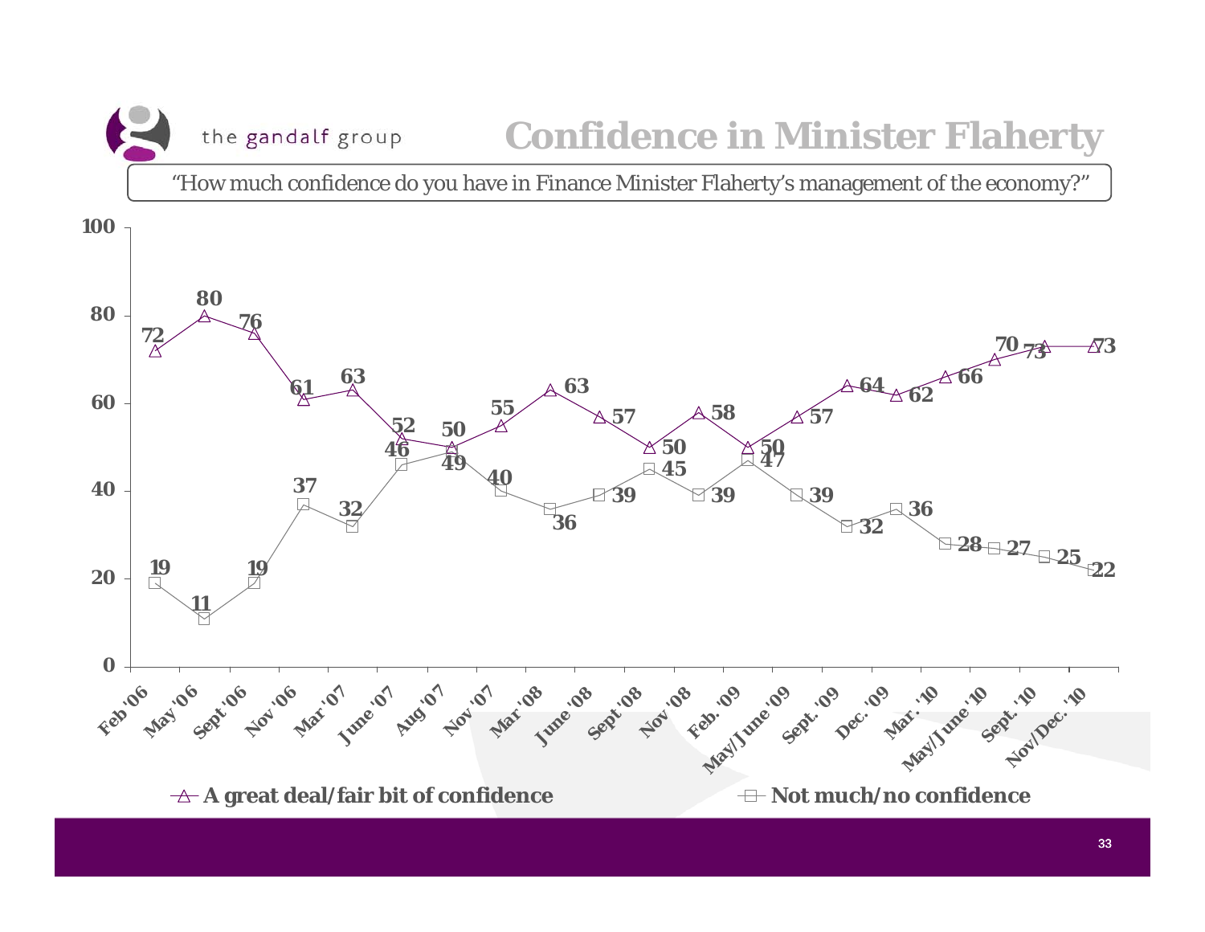# Confidence in Minister Flaherty

"How much confidence do you have in Finance Minister Flaherty's management of the economy?"

| | A great deal/fair bit of confidence | Not much/no confidence |
|---|---|---|
| Feb '06 | 72 | 19 |
| May '06 | 80 | 11 |
| Sept '06 | 76 | 19 |
| Nov '06 | 61 | 37 |
| Mar '07 | 63 | 32 |
| June '07 | 52 | 46 |
| Aug '07 | 50 | 49 |
| Nov '07 | 55 | 40 |
| Mar '08 | 63 | 36 |
| June '08 | 57 | 39 |
| Sept '08 | 50 | 45 |
| Nov '08 | 58 | 39 |
| Feb. '09 | 50 | 47 |
| May/June '09 | 57 | 39 |
| Sept. '09 | 64 | 32 |
| Dec. '09 | 62 | 36 |
| Mar. '10 | 66 | 28 |
| May/June '10 | 70 | 27 |
| Sept. '10 | 73 | 25 |
| Nov/Dec. '10 | 73 | 22 |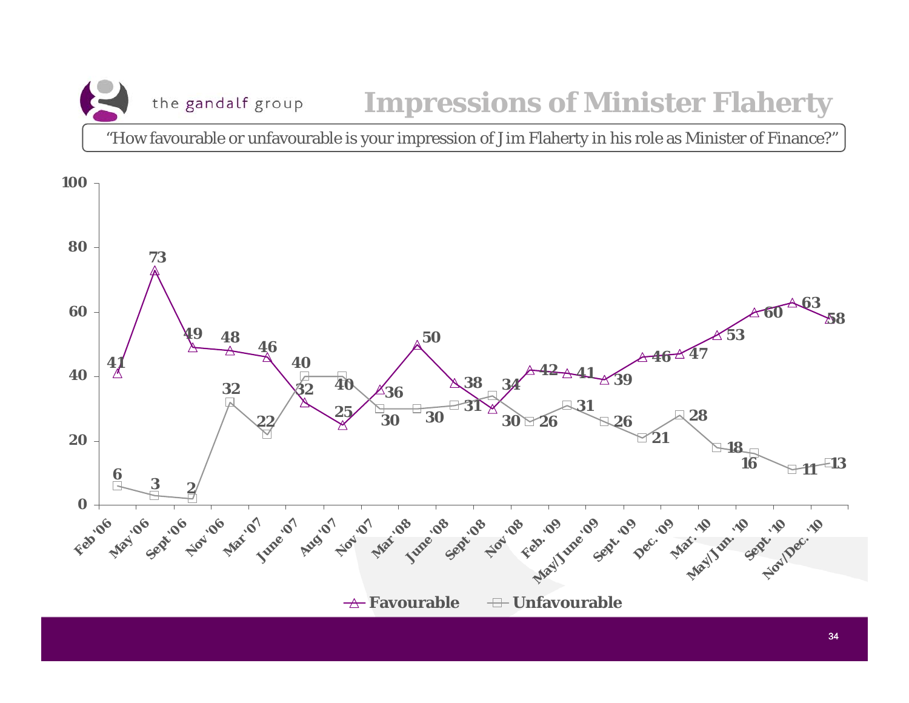# Impressions of Minister Flaherty

"How favourable or unfavourable is your impression of Jim Flaherty in his role as Minister of Finance?"

| | Favourable | Unfavourable |
|---|---|---|
| Feb '06 | 41 | 6 |
| May '06 | 73 | 3 |
| Sept '06 | 49 | 2 |
| Nov '06 | 48 | 32 |
| Mar '07 | 46 | 22 |
| June '07 | 32 | 40 |
| Aug '07 | 25 | 40 |
| Nov '07 | 36 | 30 |
| Mar '08 | 50 | 30 |
| June '08 | 38 | 31 |
| Sept '08 | 30 | 34 |
| Nov '08 | 42 | 26 |
| Feb. '09 | 41 | 31 |
| May/June '09 | 39 | 26 |
| Sept. '09 | 46 | 21 |
| Dec. '09 | 47 | 28 |
| Mar. '10 | 53 | 18 |
| May/Jun. '10 | 60 | 16 |
| Sept. '10 | 63 | 11 |
| Nov/Dec. '10 | 58 | 13 |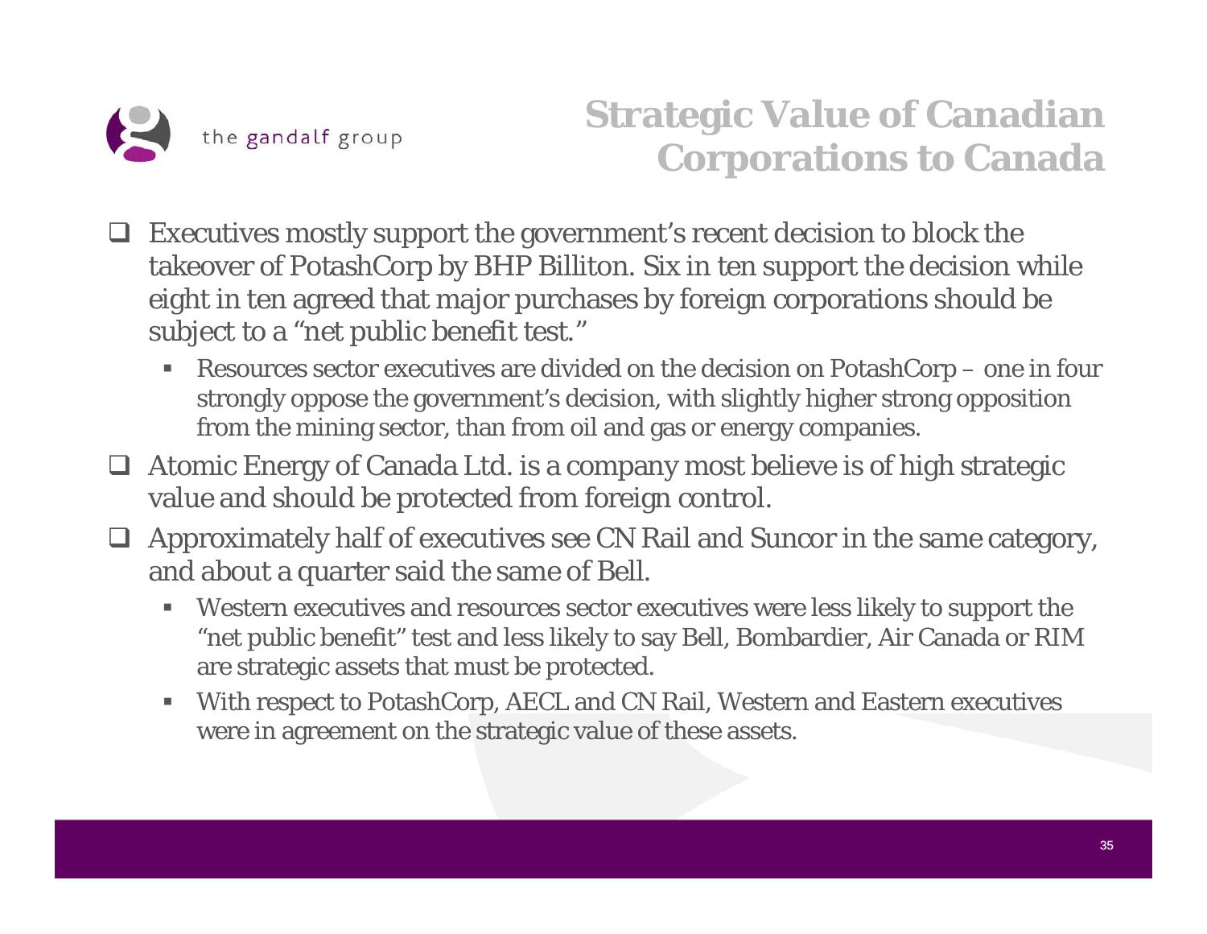# Strategic Value of Canadian Corporations to Canada

- Executives mostly support the government's recent decision to block the takeover of PotashCorp by BHP Billiton. Six in ten support the decision while eight in ten agreed that major purchases by foreign corporations should be subject to a "net public benefit test."
  - Resources sector executives are divided on the decision on PotashCorp – one in four strongly oppose the government's decision, with slightly higher strong opposition from the mining sector, than from oil and gas or energy companies.
- Atomic Energy of Canada Ltd. is a company most believe is of high strategic value and should be protected from foreign control.
- Approximately half of executives see CN Rail and Suncor in the same category, and about a quarter said the same of Bell.
  - Western executives and resources sector executives were less likely to support the "net public benefit" test and less likely to say Bell, Bombardier, Air Canada or RIM are strategic assets that must be protected.
  - With respect to PotashCorp, AECL and CN Rail, Western and Eastern executives were in agreement on the strategic value of these assets.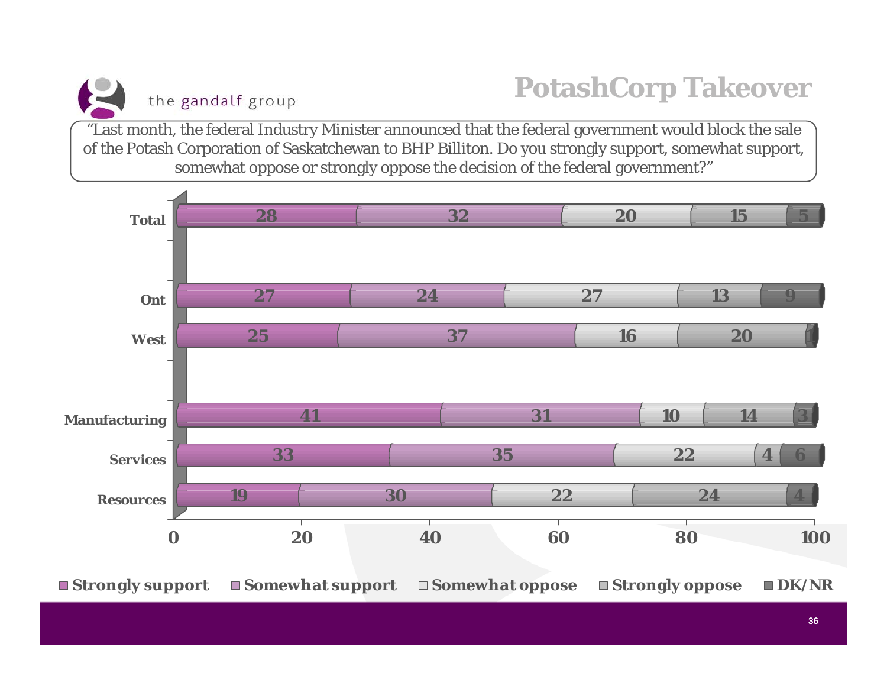# PotashCorp Takeover

"Last month, the federal Industry Minister announced that the federal government would block the sale of the Potash Corporation of Saskatchewan to BHP Billiton. Do you strongly support, somewhat support, somewhat oppose or strongly oppose the decision of the federal government?"

| | Strongly support | Somewhat support | Somewhat oppose | Strongly oppose | DK/NR |
|---|---|---|---|---|---|
| Total | 28 | 32 | 20 | 15 | 5 |
| Ont | 27 | 24 | 27 | 13 | 9 |
| West | 25 | 37 | 16 | 20 | 1 |
| Manufacturing | 41 | 31 | 10 | 14 | 3 |
| Services | 33 | 35 | 22 | 4 | 6 |
| Resources | 19 | 30 | 22 | 24 | 4 |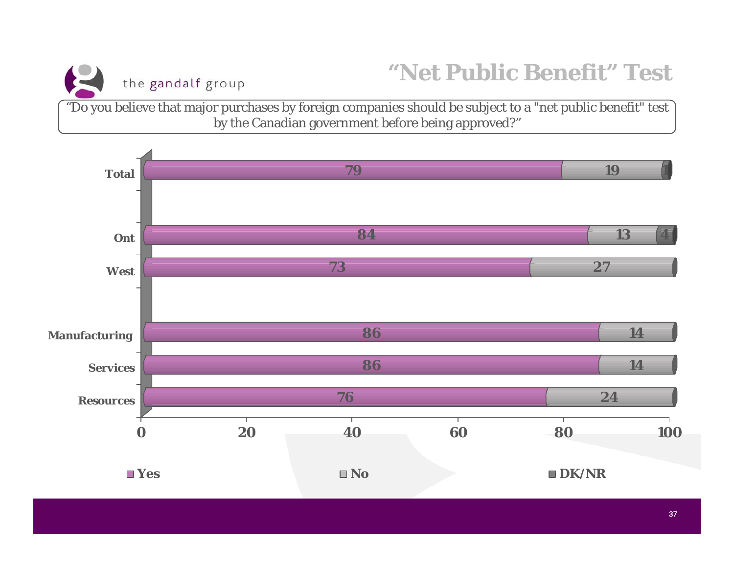# "Net Public Benefit" Test

"Do you believe that major purchases by foreign companies should be subject to a "net public benefit" test by the Canadian government before being approved?"

| | Yes | No | DK/NR |
|---|---|---|---|
| Total | 79 | 19 | 1 |
| Ont | 84 | 13 | 4 |
| West | 73 | 27 | |
| Manufacturing | 86 | 14 | |
| Services | 86 | 14 | |
| Resources | 76 | 24 | |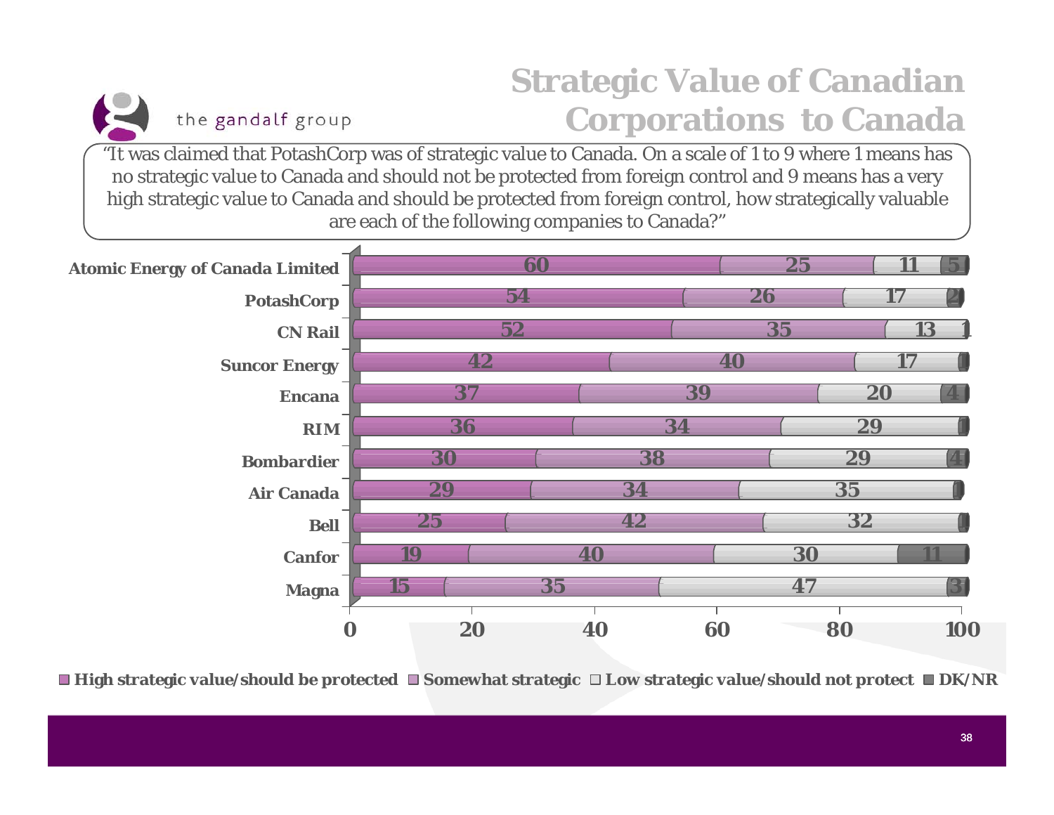# Strategic Value of Canadian Corporations to Canada

"It was claimed that PotashCorp was of strategic value to Canada. On a scale of 1 to 9 where 1 means has no strategic value to Canada and should not be protected from foreign control and 9 means has a very high strategic value to Canada and should be protected from foreign control, how strategically valuable are each of the following companies to Canada?"

| Company | High strategic value/should be protected | Somewhat strategic | Low strategic value/should not protect | DK/NR |
|---|---|---|---|---|
| Atomic Energy of Canada Limited | 60 | 25 | 11 | 5 |
| PotashCorp | 54 | 26 | 17 | 2 |
| CN Rail | 52 | 35 | 13 | 1 |
| Suncor Energy | 42 | 40 | 17 | 1 |
| Encana | 37 | 39 | 20 | 4 |
| RIM | 36 | 34 | 29 | 1 |
| Bombardier | 30 | 38 | 29 | 4 |
| Air Canada | 29 | 34 | 35 | 1 |
| Bell | 25 | 42 | 32 | 1 |
| Canfor | 19 | 40 | 30 | 11 |
| Magna | 15 | 35 | 47 | 3 |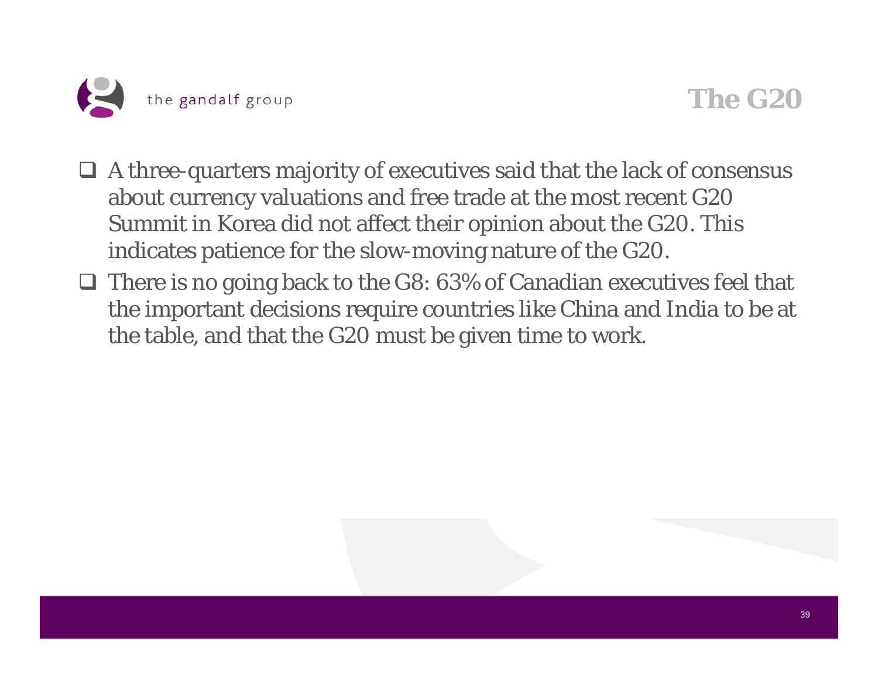# The G20

- A three-quarters majority of executives said that the lack of consensus about currency valuations and free trade at the most recent G20 Summit in Korea did not affect their opinion about the G20. This indicates patience for the slow-moving nature of the G20.
- There is no going back to the G8: 63% of Canadian executives feel that the important decisions require countries like China and India to be at the table, and that the G20 must be given time to work.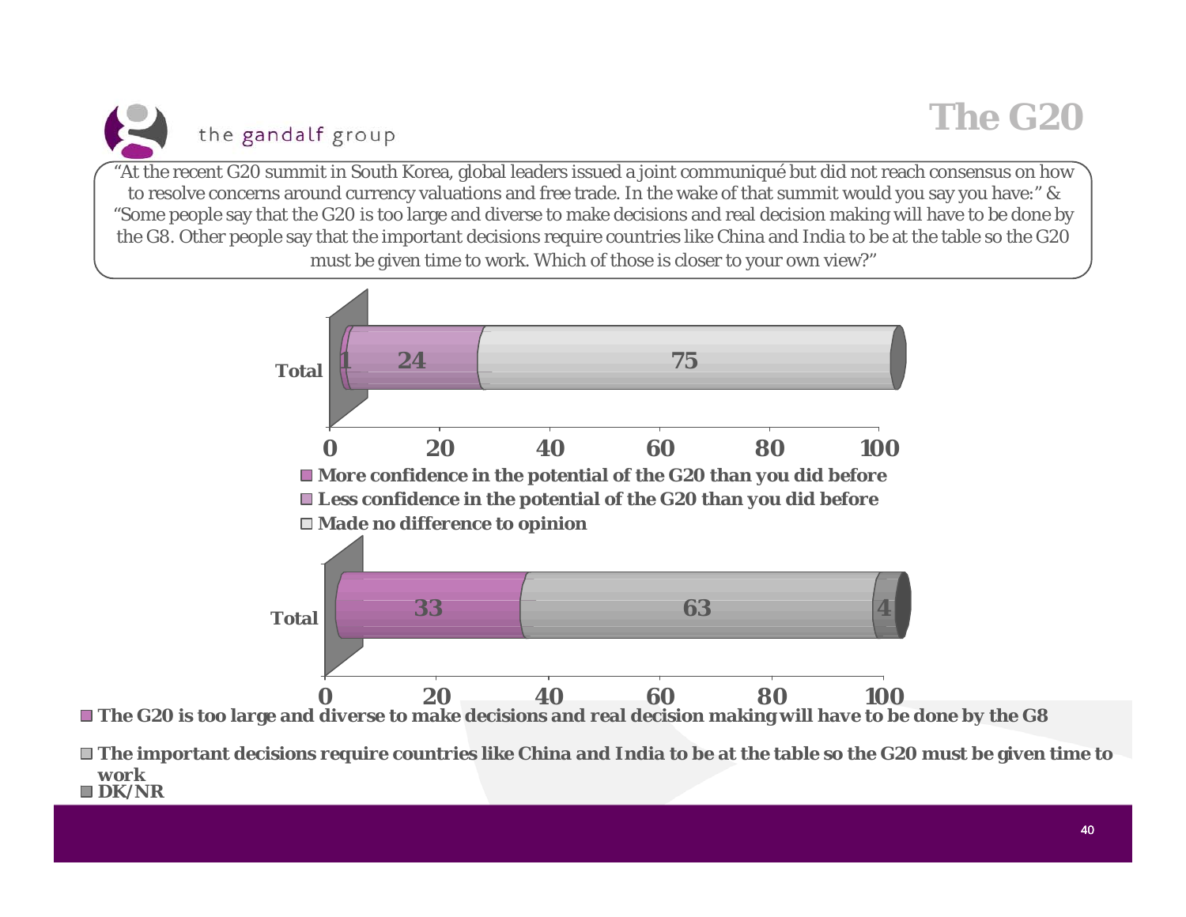# The G20

the gandalf group

"At the recent G20 summit in South Korea, global leaders issued a joint communiqué but did not reach consensus on how to resolve concerns around currency valuations and free trade. In the wake of that summit would you say you have:" & "Some people say that the G20 is too large and diverse to make decisions and real decision making will have to be done by the G8. Other people say that the important decisions require countries like China and India to be at the table so the G20 must be given time to work. Which of those is closer to your own view?"

Total
1
24
75
0
20
40
60
80
100

- More confidence in the potential of the G20 than you did before
- Less confidence in the potential of the G20 than you did before
- Made no difference to opinion

Total
33
63
4
0
20
40
60
80
100

- The G20 is too large and diverse to make decisions and real decision making will have to be done by the G8
- The important decisions require countries like China and India to be at the table so the G20 must be given time to work
- DK/NR